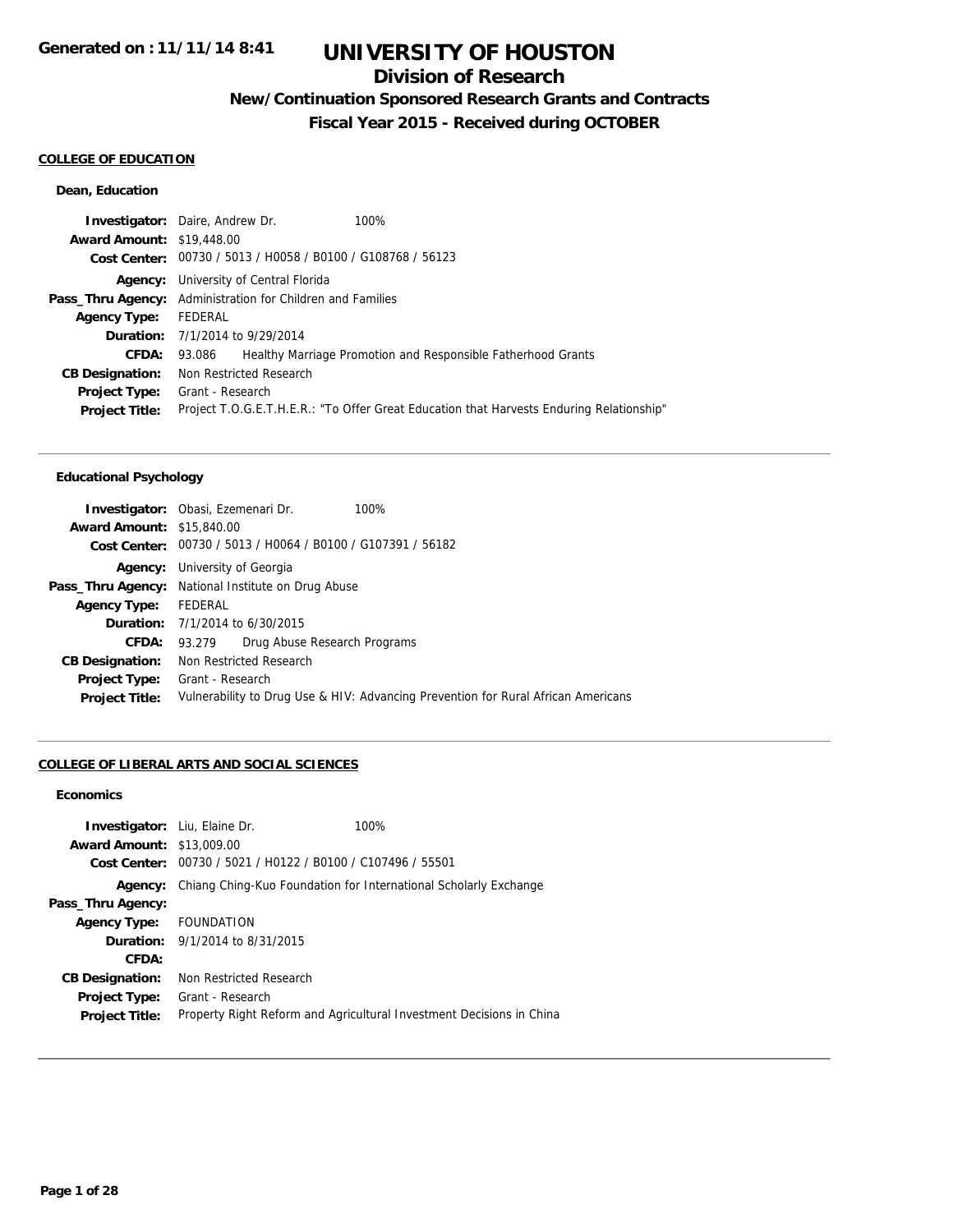Generated on : 11/11/14 8:41

# UNIVERSITY OF HOUSTON

## Division of Research

### New/Continuation Sponsored Research Grants and Contracts

### Fiscal Year 2015 - Received during OCTOBER

**COLLEGE OF EDUCATION**

**Dean, Education**

**Investigator:** Daire, Andrew Dr. 100%
**Award Amount:** $19,448.00
**Cost Center:** 00730 / 5013 / H0058 / B0100 / G108768 / 56123
**Agency:** University of Central Florida
**Pass_Thru Agency:** Administration for Children and Families
**Agency Type:** FEDERAL
**Duration:** 7/1/2014 to 9/29/2014
**CFDA:** 93.086 Healthy Marriage Promotion and Responsible Fatherhood Grants
**CB Designation:** Non Restricted Research
**Project Type:** Grant - Research
**Project Title:** Project T.O.G.E.T.H.E.R.: "To Offer Great Education that Harvests Enduring Relationship"

---

**Educational Psychology**

**Investigator:** Obasi, Ezemenari Dr. 100%
**Award Amount:** $15,840.00
**Cost Center:** 00730 / 5013 / H0064 / B0100 / G107391 / 56182
**Agency:** University of Georgia
**Pass_Thru Agency:** National Institute on Drug Abuse
**Agency Type:** FEDERAL
**Duration:** 7/1/2014 to 6/30/2015
**CFDA:** 93.279 Drug Abuse Research Programs
**CB Designation:** Non Restricted Research
**Project Type:** Grant - Research
**Project Title:** Vulnerability to Drug Use & HIV: Advancing Prevention for Rural African Americans

---

**COLLEGE OF LIBERAL ARTS AND SOCIAL SCIENCES**

**Economics**

**Investigator:** Liu, Elaine Dr. 100%
**Award Amount:** $13,009.00
**Cost Center:** 00730 / 5021 / H0122 / B0100 / C107496 / 55501
**Agency:** Chiang Ching-Kuo Foundation for International Scholarly Exchange
**Pass_Thru Agency:**
**Agency Type:** FOUNDATION
**Duration:** 9/1/2014 to 8/31/2015
**CFDA:**
**CB Designation:** Non Restricted Research
**Project Type:** Grant - Research
**Project Title:** Property Right Reform and Agricultural Investment Decisions in China

---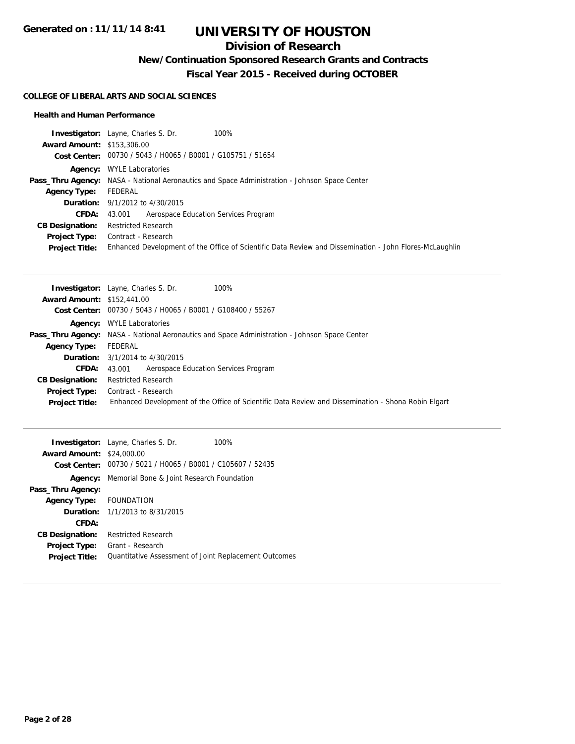# UNIVERSITY OF HOUSTON

## Division of Research

### New/Continuation Sponsored Research Grants and Contracts

### Fiscal Year 2015 - Received during OCTOBER

**COLLEGE OF LIBERAL ARTS AND SOCIAL SCIENCES**

**Health and Human Performance**

**Investigator:** Layne, Charles S. Dr. 100%
**Award Amount:** $153,306.00
**Cost Center:** 00730 / 5043 / H0065 / B0001 / G105751 / 51654
**Agency:** WYLE Laboratories
**Pass_Thru Agency:** NASA - National Aeronautics and Space Administration - Johnson Space Center
**Agency Type:** FEDERAL
**Duration:** 9/1/2012 to 4/30/2015
**CFDA:** 43.001 Aerospace Education Services Program
**CB Designation:** Restricted Research
**Project Type:** Contract - Research
**Project Title:** Enhanced Development of the Office of Scientific Data Review and Dissemination - John Flores-McLaughlin

---

**Investigator:** Layne, Charles S. Dr. 100%
**Award Amount:** $152,441.00
**Cost Center:** 00730 / 5043 / H0065 / B0001 / G108400 / 55267
**Agency:** WYLE Laboratories
**Pass_Thru Agency:** NASA - National Aeronautics and Space Administration - Johnson Space Center
**Agency Type:** FEDERAL
**Duration:** 3/1/2014 to 4/30/2015
**CFDA:** 43.001 Aerospace Education Services Program
**CB Designation:** Restricted Research
**Project Type:** Contract - Research
**Project Title:** Enhanced Development of the Office of Scientific Data Review and Dissemination - Shona Robin Elgart

---

**Investigator:** Layne, Charles S. Dr. 100%
**Award Amount:** $24,000.00
**Cost Center:** 00730 / 5021 / H0065 / B0001 / C105607 / 52435
**Agency:** Memorial Bone & Joint Research Foundation
**Pass_Thru Agency:**
**Agency Type:** FOUNDATION
**Duration:** 1/1/2013 to 8/31/2015
**CFDA:**
**CB Designation:** Restricted Research
**Project Type:** Grant - Research
**Project Title:** Quantitative Assessment of Joint Replacement Outcomes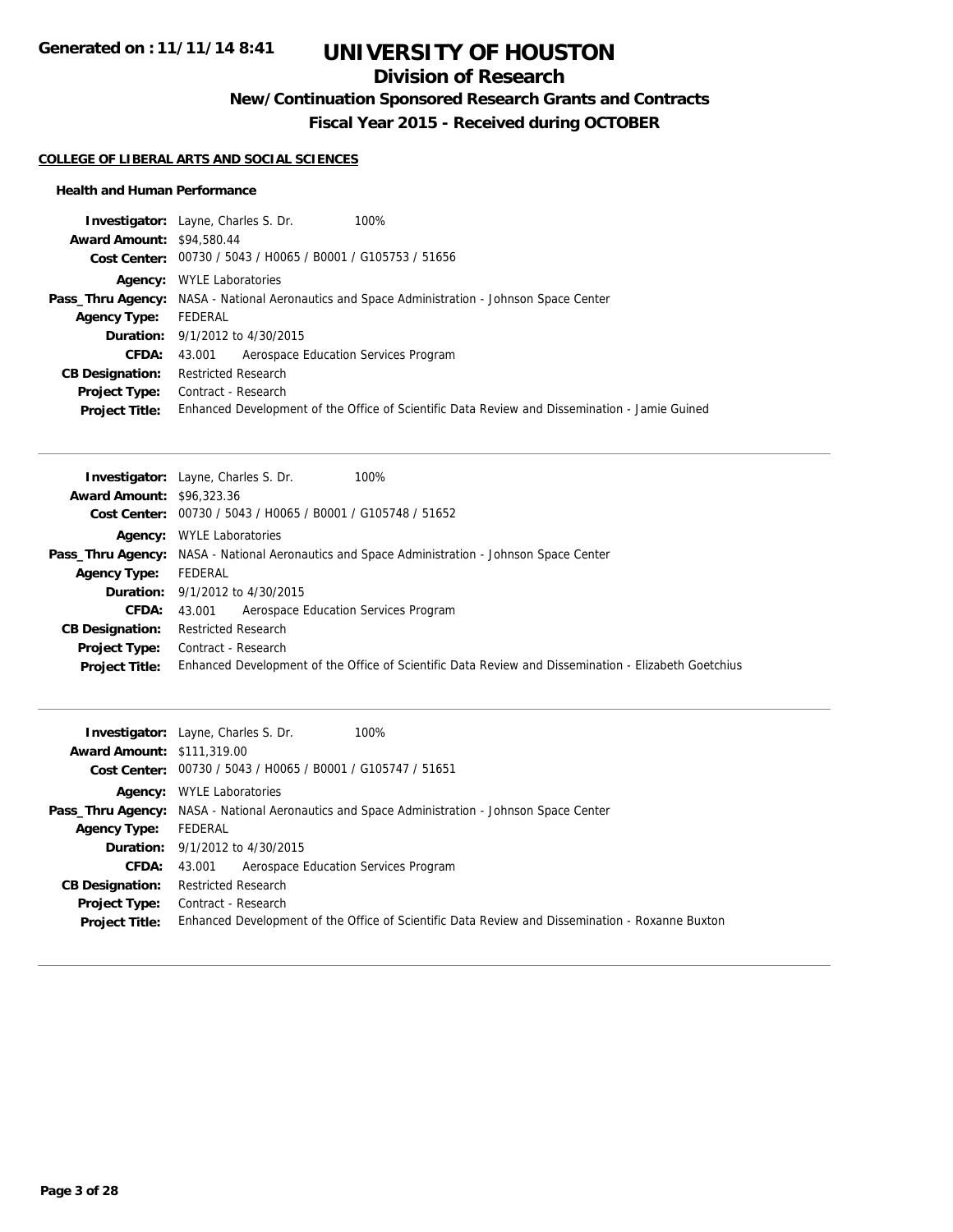## COLLEGE OF LIBERAL ARTS AND SOCIAL SCIENCES

### Health and Human Performance

**Investigator:** Layne, Charles S. Dr. 100%
**Award Amount:** $94,580.44
**Cost Center:** 00730 / 5043 / H0065 / B0001 / G105753 / 51656
**Agency:** WYLE Laboratories
**Pass_Thru Agency:** NASA - National Aeronautics and Space Administration - Johnson Space Center
**Agency Type:** FEDERAL
**Duration:** 9/1/2012 to 4/30/2015
**CFDA:** 43.001 Aerospace Education Services Program
**CB Designation:** Restricted Research
**Project Type:** Contract - Research
**Project Title:** Enhanced Development of the Office of Scientific Data Review and Dissemination - Jamie Guined

---

**Investigator:** Layne, Charles S. Dr. 100%
**Award Amount:** $96,323.36
**Cost Center:** 00730 / 5043 / H0065 / B0001 / G105748 / 51652
**Agency:** WYLE Laboratories
**Pass_Thru Agency:** NASA - National Aeronautics and Space Administration - Johnson Space Center
**Agency Type:** FEDERAL
**Duration:** 9/1/2012 to 4/30/2015
**CFDA:** 43.001 Aerospace Education Services Program
**CB Designation:** Restricted Research
**Project Type:** Contract - Research
**Project Title:** Enhanced Development of the Office of Scientific Data Review and Dissemination - Elizabeth Goetchius

---

**Investigator:** Layne, Charles S. Dr. 100%
**Award Amount:** $111,319.00
**Cost Center:** 00730 / 5043 / H0065 / B0001 / G105747 / 51651
**Agency:** WYLE Laboratories
**Pass_Thru Agency:** NASA - National Aeronautics and Space Administration - Johnson Space Center
**Agency Type:** FEDERAL
**Duration:** 9/1/2012 to 4/30/2015
**CFDA:** 43.001 Aerospace Education Services Program
**CB Designation:** Restricted Research
**Project Type:** Contract - Research
**Project Title:** Enhanced Development of the Office of Scientific Data Review and Dissemination - Roxanne Buxton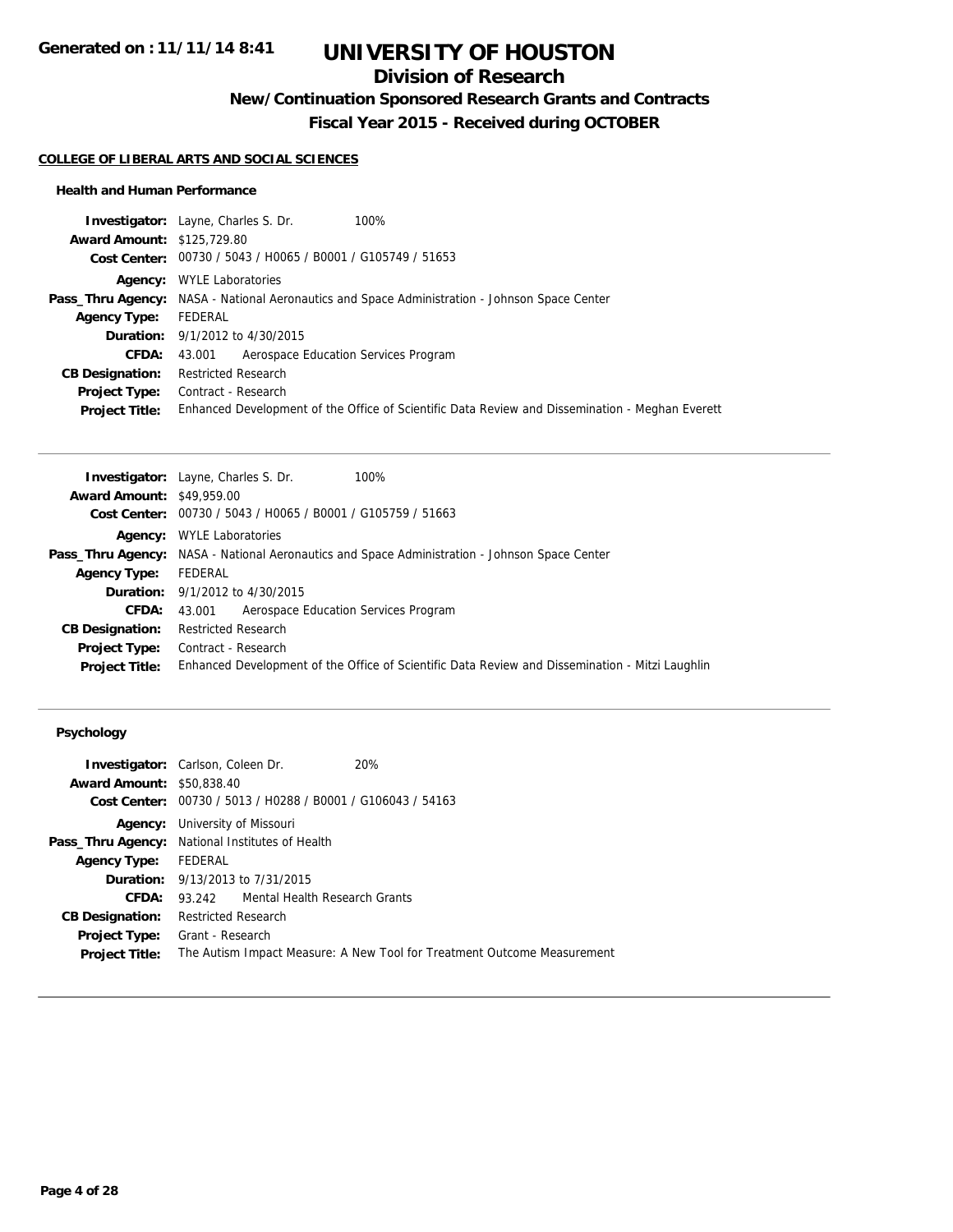# UNIVERSITY OF HOUSTON

## Division of Research

### New/Continuation Sponsored Research Grants and Contracts

### Fiscal Year 2015 - Received during OCTOBER

**COLLEGE OF LIBERAL ARTS AND SOCIAL SCIENCES**

#### Health and Human Performance

**Investigator:** Layne, Charles S. Dr. 100%
**Award Amount:** $125,729.80
**Cost Center:** 00730 / 5043 / H0065 / B0001 / G105749 / 51653
**Agency:** WYLE Laboratories
**Pass_Thru Agency:** NASA - National Aeronautics and Space Administration - Johnson Space Center
**Agency Type:** FEDERAL
**Duration:** 9/1/2012 to 4/30/2015
**CFDA:** 43.001 Aerospace Education Services Program
**CB Designation:** Restricted Research
**Project Type:** Contract - Research
**Project Title:** Enhanced Development of the Office of Scientific Data Review and Dissemination - Meghan Everett

---

**Investigator:** Layne, Charles S. Dr. 100%
**Award Amount:** $49,959.00
**Cost Center:** 00730 / 5043 / H0065 / B0001 / G105759 / 51663
**Agency:** WYLE Laboratories
**Pass_Thru Agency:** NASA - National Aeronautics and Space Administration - Johnson Space Center
**Agency Type:** FEDERAL
**Duration:** 9/1/2012 to 4/30/2015
**CFDA:** 43.001 Aerospace Education Services Program
**CB Designation:** Restricted Research
**Project Type:** Contract - Research
**Project Title:** Enhanced Development of the Office of Scientific Data Review and Dissemination - Mitzi Laughlin

---

#### Psychology

**Investigator:** Carlson, Coleen Dr. 20%
**Award Amount:** $50,838.40
**Cost Center:** 00730 / 5013 / H0288 / B0001 / G106043 / 54163
**Agency:** University of Missouri
**Pass_Thru Agency:** National Institutes of Health
**Agency Type:** FEDERAL
**Duration:** 9/13/2013 to 7/31/2015
**CFDA:** 93.242 Mental Health Research Grants
**CB Designation:** Restricted Research
**Project Type:** Grant - Research
**Project Title:** The Autism Impact Measure: A New Tool for Treatment Outcome Measurement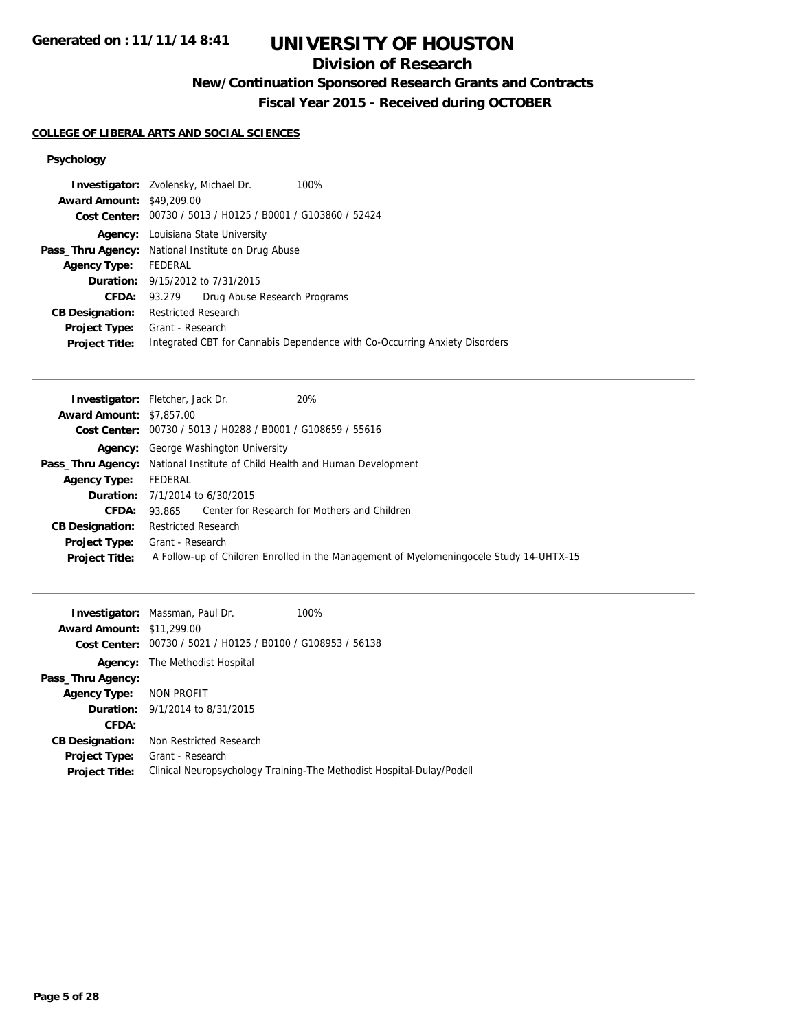# UNIVERSITY OF HOUSTON

## Division of Research

### New/Continuation Sponsored Research Grants and Contracts

### Fiscal Year 2015 - Received during OCTOBER

**COLLEGE OF LIBERAL ARTS AND SOCIAL SCIENCES**

#### Psychology

**Investigator:** Zvolensky, Michael Dr. 100%
**Award Amount:** $49,209.00
**Cost Center:** 00730 / 5013 / H0125 / B0001 / G103860 / 52424
**Agency:** Louisiana State University
**Pass_Thru Agency:** National Institute on Drug Abuse
**Agency Type:** FEDERAL
**Duration:** 9/15/2012 to 7/31/2015
**CFDA:** 93.279 Drug Abuse Research Programs
**CB Designation:** Restricted Research
**Project Type:** Grant - Research
**Project Title:** Integrated CBT for Cannabis Dependence with Co-Occurring Anxiety Disorders

---

**Investigator:** Fletcher, Jack Dr. 20%
**Award Amount:** $7,857.00
**Cost Center:** 00730 / 5013 / H0288 / B0001 / G108659 / 55616
**Agency:** George Washington University
**Pass_Thru Agency:** National Institute of Child Health and Human Development
**Agency Type:** FEDERAL
**Duration:** 7/1/2014 to 6/30/2015
**CFDA:** 93.865 Center for Research for Mothers and Children
**CB Designation:** Restricted Research
**Project Type:** Grant - Research
**Project Title:** A Follow-up of Children Enrolled in the Management of Myelomeningocele Study 14-UHTX-15

---

**Investigator:** Massman, Paul Dr. 100%
**Award Amount:** $11,299.00
**Cost Center:** 00730 / 5021 / H0125 / B0100 / G108953 / 56138
**Agency:** The Methodist Hospital
**Pass_Thru Agency:**
**Agency Type:** NON PROFIT
**Duration:** 9/1/2014 to 8/31/2015
**CFDA:**
**CB Designation:** Non Restricted Research
**Project Type:** Grant - Research
**Project Title:** Clinical Neuropsychology Training-The Methodist Hospital-Dulay/Podell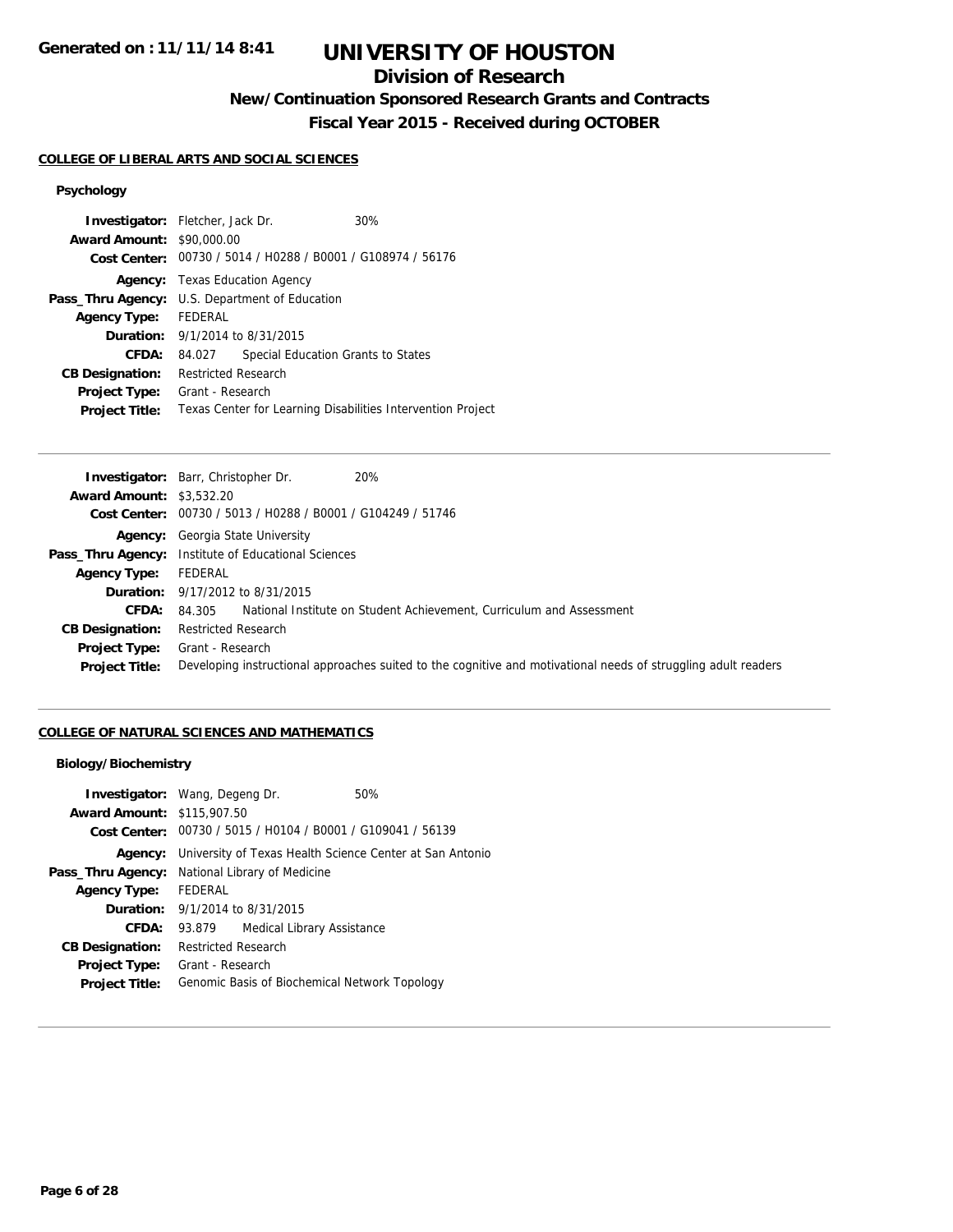# UNIVERSITY OF HOUSTON

## Division of Research

### New/Continuation Sponsored Research Grants and Contracts

### Fiscal Year 2015 - Received during OCTOBER

Generated on : 11/11/14 8:41

#### COLLEGE OF LIBERAL ARTS AND SOCIAL SCIENCES

##### Psychology

**Investigator:** Fletcher, Jack Dr. 30%
**Award Amount:** $90,000.00
**Cost Center:** 00730 / 5014 / H0288 / B0001 / G108974 / 56176
**Agency:** Texas Education Agency
**Pass_Thru Agency:** U.S. Department of Education
**Agency Type:** FEDERAL
**Duration:** 9/1/2014 to 8/31/2015
**CFDA:** 84.027 Special Education Grants to States
**CB Designation:** Restricted Research
**Project Type:** Grant - Research
**Project Title:** Texas Center for Learning Disabilities Intervention Project

---

**Investigator:** Barr, Christopher Dr. 20%
**Award Amount:** $3,532.20
**Cost Center:** 00730 / 5013 / H0288 / B0001 / G104249 / 51746
**Agency:** Georgia State University
**Pass_Thru Agency:** Institute of Educational Sciences
**Agency Type:** FEDERAL
**Duration:** 9/17/2012 to 8/31/2015
**CFDA:** 84.305 National Institute on Student Achievement, Curriculum and Assessment
**CB Designation:** Restricted Research
**Project Type:** Grant - Research
**Project Title:** Developing instructional approaches suited to the cognitive and motivational needs of struggling adult readers

---

#### COLLEGE OF NATURAL SCIENCES AND MATHEMATICS

##### Biology/Biochemistry

**Investigator:** Wang, Degeng Dr. 50%
**Award Amount:** $115,907.50
**Cost Center:** 00730 / 5015 / H0104 / B0001 / G109041 / 56139
**Agency:** University of Texas Health Science Center at San Antonio
**Pass_Thru Agency:** National Library of Medicine
**Agency Type:** FEDERAL
**Duration:** 9/1/2014 to 8/31/2015
**CFDA:** 93.879 Medical Library Assistance
**CB Designation:** Restricted Research
**Project Type:** Grant - Research
**Project Title:** Genomic Basis of Biochemical Network Topology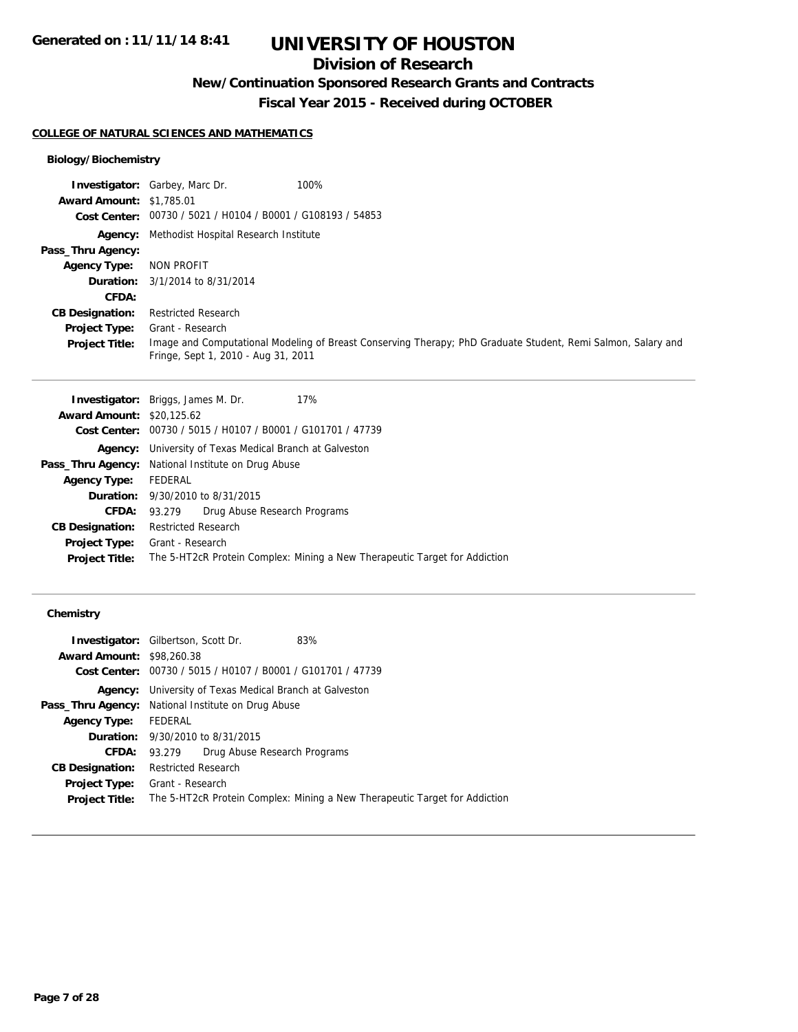# UNIVERSITY OF HOUSTON

## Division of Research

### New/Continuation Sponsored Research Grants and Contracts

### Fiscal Year 2015 - Received during OCTOBER

Generated on : 11/11/14 8:41

**COLLEGE OF NATURAL SCIENCES AND MATHEMATICS**

**Biology/Biochemistry**

**Investigator:** Garbey, Marc Dr. 100%
**Award Amount:** $1,785.01
**Cost Center:** 00730 / 5021 / H0104 / B0001 / G108193 / 54853
**Agency:** Methodist Hospital Research Institute
**Pass_Thru Agency:**
**Agency Type:** NON PROFIT
**Duration:** 3/1/2014 to 8/31/2014
**CFDA:**
**CB Designation:** Restricted Research
**Project Type:** Grant - Research
**Project Title:** Image and Computational Modeling of Breast Conserving Therapy; PhD Graduate Student, Remi Salmon, Salary and Fringe, Sept 1, 2010 - Aug 31, 2011

---

**Investigator:** Briggs, James M. Dr. 17%
**Award Amount:** $20,125.62
**Cost Center:** 00730 / 5015 / H0107 / B0001 / G101701 / 47739
**Agency:** University of Texas Medical Branch at Galveston
**Pass_Thru Agency:** National Institute on Drug Abuse
**Agency Type:** FEDERAL
**Duration:** 9/30/2010 to 8/31/2015
**CFDA:** 93.279 Drug Abuse Research Programs
**CB Designation:** Restricted Research
**Project Type:** Grant - Research
**Project Title:** The 5-HT2cR Protein Complex: Mining a New Therapeutic Target for Addiction

---

**Chemistry**

**Investigator:** Gilbertson, Scott Dr. 83%
**Award Amount:** $98,260.38
**Cost Center:** 00730 / 5015 / H0107 / B0001 / G101701 / 47739
**Agency:** University of Texas Medical Branch at Galveston
**Pass_Thru Agency:** National Institute on Drug Abuse
**Agency Type:** FEDERAL
**Duration:** 9/30/2010 to 8/31/2015
**CFDA:** 93.279 Drug Abuse Research Programs
**CB Designation:** Restricted Research
**Project Type:** Grant - Research
**Project Title:** The 5-HT2cR Protein Complex: Mining a New Therapeutic Target for Addiction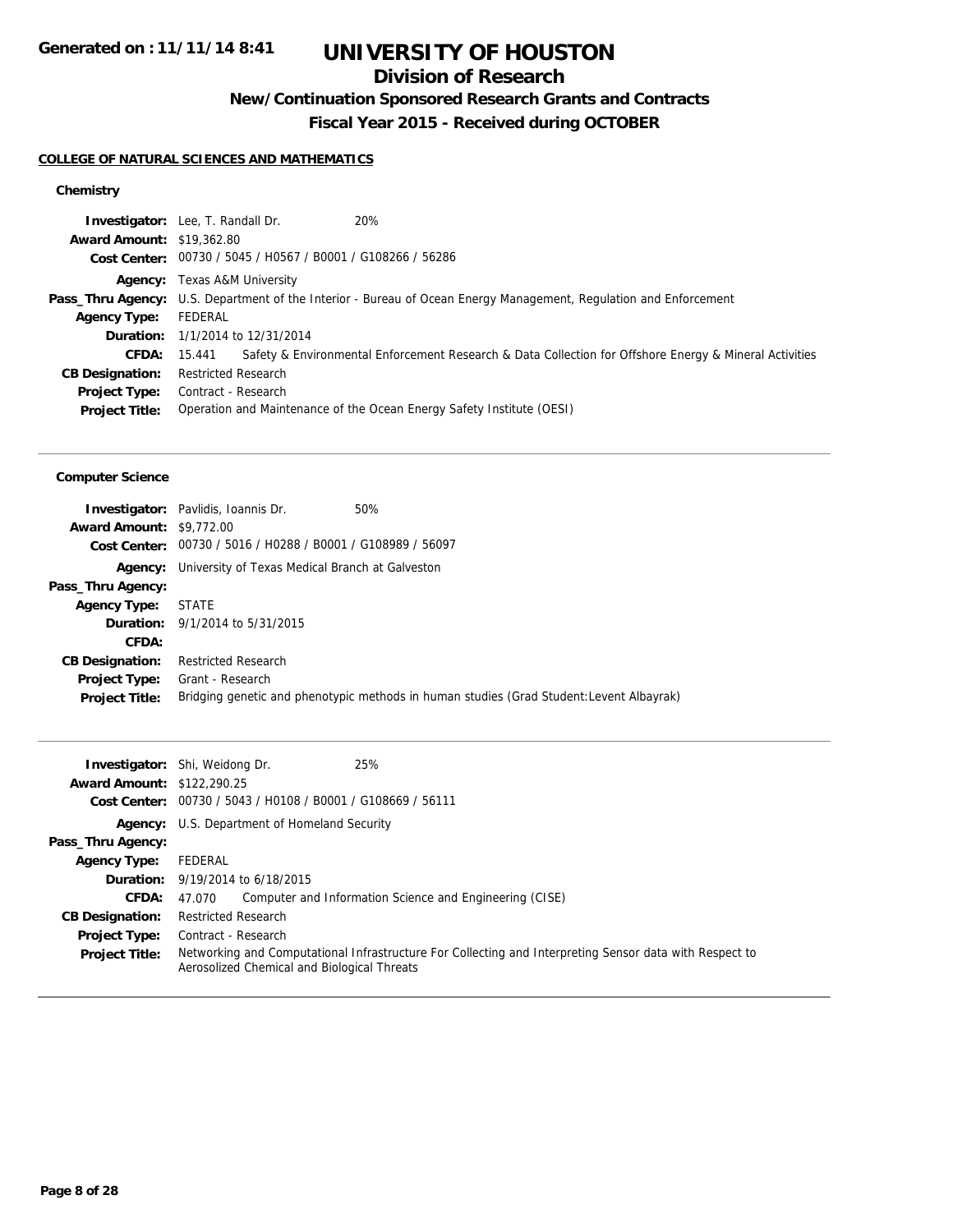**Generated on : 11/11/14 8:41**

# UNIVERSITY OF HOUSTON

## Division of Research

### New/Continuation Sponsored Research Grants and Contracts

### Fiscal Year 2015 - Received during OCTOBER

#### COLLEGE OF NATURAL SCIENCES AND MATHEMATICS

**Chemistry**

**Investigator:** Lee, T. Randall Dr. 20%
**Award Amount:** $19,362.80
**Cost Center:** 00730 / 5045 / H0567 / B0001 / G108266 / 56286
**Agency:** Texas A&M University
**Pass_Thru Agency:** U.S. Department of the Interior - Bureau of Ocean Energy Management, Regulation and Enforcement
**Agency Type:** FEDERAL
**Duration:** 1/1/2014 to 12/31/2014
**CFDA:** 15.441 Safety & Environmental Enforcement Research & Data Collection for Offshore Energy & Mineral Activities
**CB Designation:** Restricted Research
**Project Type:** Contract - Research
**Project Title:** Operation and Maintenance of the Ocean Energy Safety Institute (OESI)

---

**Computer Science**

**Investigator:** Pavlidis, Ioannis Dr. 50%
**Award Amount:** $9,772.00
**Cost Center:** 00730 / 5016 / H0288 / B0001 / G108989 / 56097
**Agency:** University of Texas Medical Branch at Galveston
**Pass_Thru Agency:**
**Agency Type:** STATE
**Duration:** 9/1/2014 to 5/31/2015
**CFDA:**
**CB Designation:** Restricted Research
**Project Type:** Grant - Research
**Project Title:** Bridging genetic and phenotypic methods in human studies (Grad Student:Levent Albayrak)

---

**Investigator:** Shi, Weidong Dr. 25%
**Award Amount:** $122,290.25
**Cost Center:** 00730 / 5043 / H0108 / B0001 / G108669 / 56111
**Agency:** U.S. Department of Homeland Security
**Pass_Thru Agency:**
**Agency Type:** FEDERAL
**Duration:** 9/19/2014 to 6/18/2015
**CFDA:** 47.070 Computer and Information Science and Engineering (CISE)
**CB Designation:** Restricted Research
**Project Type:** Contract - Research
**Project Title:** Networking and Computational Infrastructure For Collecting and Interpreting Sensor data with Respect to Aerosolized Chemical and Biological Threats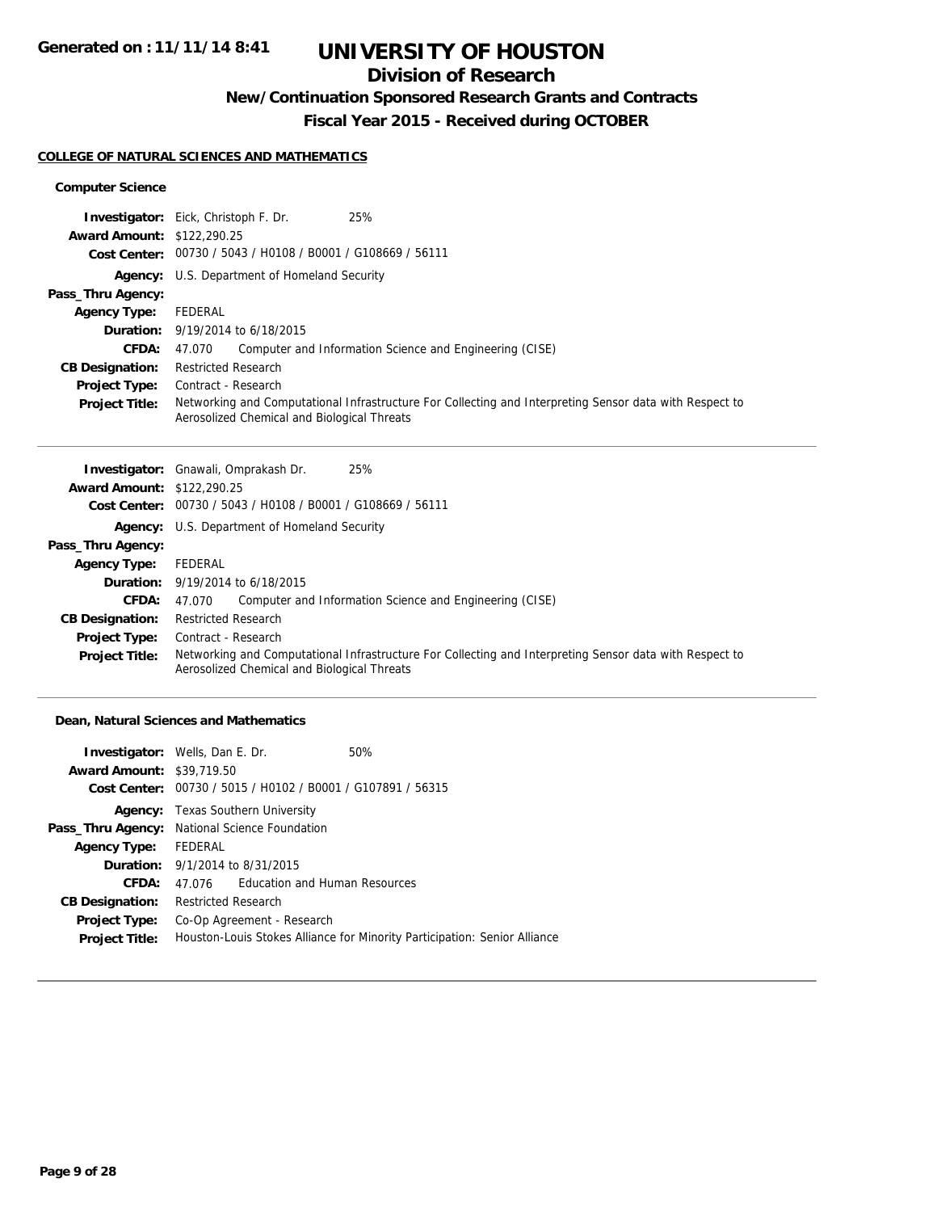**Generated on : 11/11/14 8:41**

# UNIVERSITY OF HOUSTON

## Division of Research

### New/Continuation Sponsored Research Grants and Contracts

### Fiscal Year 2015 - Received during OCTOBER

#### COLLEGE OF NATURAL SCIENCES AND MATHEMATICS

**Computer Science**

**Investigator:** Eick, Christoph F. Dr. 25%
**Award Amount:** $122,290.25
**Cost Center:** 00730 / 5043 / H0108 / B0001 / G108669 / 56111
**Agency:** U.S. Department of Homeland Security
**Pass_Thru Agency:**
**Agency Type:** FEDERAL
**Duration:** 9/19/2014 to 6/18/2015
**CFDA:** 47.070 Computer and Information Science and Engineering (CISE)
**CB Designation:** Restricted Research
**Project Type:** Contract - Research
**Project Title:** Networking and Computational Infrastructure For Collecting and Interpreting Sensor data with Respect to Aerosolized Chemical and Biological Threats

---

**Investigator:** Gnawali, Omprakash Dr. 25%
**Award Amount:** $122,290.25
**Cost Center:** 00730 / 5043 / H0108 / B0001 / G108669 / 56111
**Agency:** U.S. Department of Homeland Security
**Pass_Thru Agency:**
**Agency Type:** FEDERAL
**Duration:** 9/19/2014 to 6/18/2015
**CFDA:** 47.070 Computer and Information Science and Engineering (CISE)
**CB Designation:** Restricted Research
**Project Type:** Contract - Research
**Project Title:** Networking and Computational Infrastructure For Collecting and Interpreting Sensor data with Respect to Aerosolized Chemical and Biological Threats

---

**Dean, Natural Sciences and Mathematics**

**Investigator:** Wells, Dan E. Dr. 50%
**Award Amount:** $39,719.50
**Cost Center:** 00730 / 5015 / H0102 / B0001 / G107891 / 56315
**Agency:** Texas Southern University
**Pass_Thru Agency:** National Science Foundation
**Agency Type:** FEDERAL
**Duration:** 9/1/2014 to 8/31/2015
**CFDA:** 47.076 Education and Human Resources
**CB Designation:** Restricted Research
**Project Type:** Co-Op Agreement - Research
**Project Title:** Houston-Louis Stokes Alliance for Minority Participation: Senior Alliance

---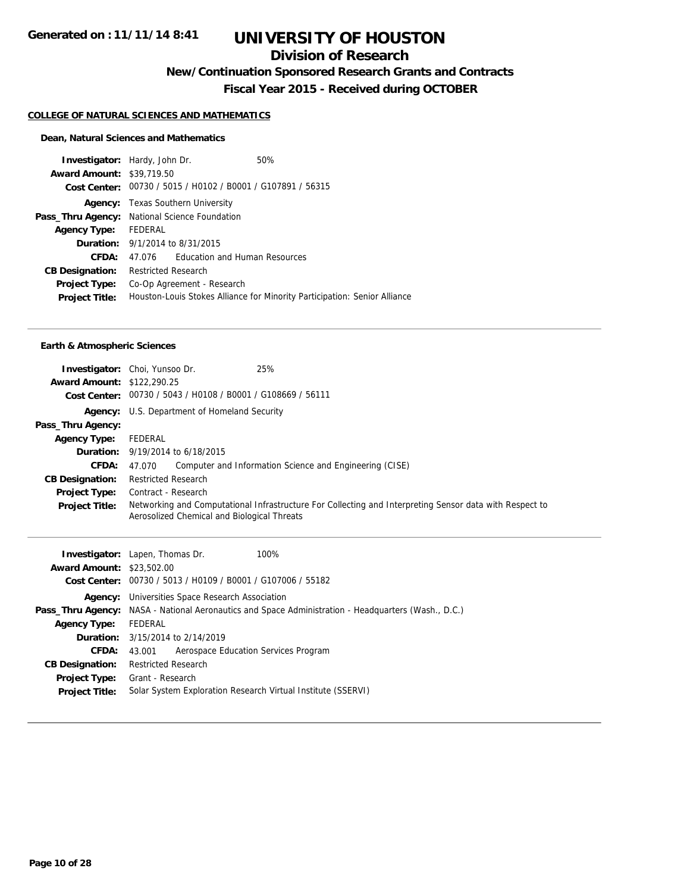# UNIVERSITY OF HOUSTON

## Division of Research

### New/Continuation Sponsored Research Grants and Contracts

### Fiscal Year 2015 - Received during OCTOBER

**COLLEGE OF NATURAL SCIENCES AND MATHEMATICS**

**Dean, Natural Sciences and Mathematics**

| | |
|---|---|
| **Investigator:** | Hardy, John Dr. 50% |
| **Award Amount:** | $39,719.50 |
| **Cost Center:** | 00730 / 5015 / H0102 / B0001 / G107891 / 56315 |
| **Agency:** | Texas Southern University |
| **Pass_Thru Agency:** | National Science Foundation |
| **Agency Type:** | FEDERAL |
| **Duration:** | 9/1/2014 to 8/31/2015 |
| **CFDA:** | 47.076 Education and Human Resources |
| **CB Designation:** | Restricted Research |
| **Project Type:** | Co-Op Agreement - Research |
| **Project Title:** | Houston-Louis Stokes Alliance for Minority Participation: Senior Alliance |

---

**Earth & Atmospheric Sciences**

| | |
|---|---|
| **Investigator:** | Choi, Yunsoo Dr. 25% |
| **Award Amount:** | $122,290.25 |
| **Cost Center:** | 00730 / 5043 / H0108 / B0001 / G108669 / 56111 |
| **Agency:** | U.S. Department of Homeland Security |
| **Pass_Thru Agency:** | |
| **Agency Type:** | FEDERAL |
| **Duration:** | 9/19/2014 to 6/18/2015 |
| **CFDA:** | 47.070 Computer and Information Science and Engineering (CISE) |
| **CB Designation:** | Restricted Research |
| **Project Type:** | Contract - Research |
| **Project Title:** | Networking and Computational Infrastructure For Collecting and Interpreting Sensor data with Respect to Aerosolized Chemical and Biological Threats |

---

| | |
|---|---|
| **Investigator:** | Lapen, Thomas Dr. 100% |
| **Award Amount:** | $23,502.00 |
| **Cost Center:** | 00730 / 5013 / H0109 / B0001 / G107006 / 55182 |
| **Agency:** | Universities Space Research Association |
| **Pass_Thru Agency:** | NASA - National Aeronautics and Space Administration - Headquarters (Wash., D.C.) |
| **Agency Type:** | FEDERAL |
| **Duration:** | 3/15/2014 to 2/14/2019 |
| **CFDA:** | 43.001 Aerospace Education Services Program |
| **CB Designation:** | Restricted Research |
| **Project Type:** | Grant - Research |
| **Project Title:** | Solar System Exploration Research Virtual Institute (SSERVI) |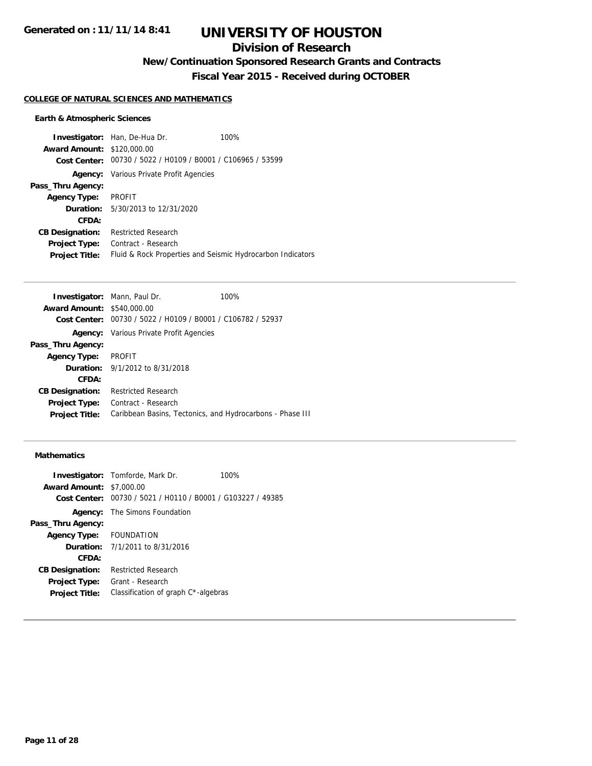# UNIVERSITY OF HOUSTON

## Division of Research

### New/Continuation Sponsored Research Grants and Contracts

### Fiscal Year 2015 - Received during OCTOBER

Generated on : 11/11/14 8:41

**COLLEGE OF NATURAL SCIENCES AND MATHEMATICS**

**Earth & Atmospheric Sciences**

**Investigator:** Han, De-Hua Dr. 100%
**Award Amount:** $120,000.00
**Cost Center:** 00730 / 5022 / H0109 / B0001 / C106965 / 53599
**Agency:** Various Private Profit Agencies
**Pass_Thru Agency:**
**Agency Type:** PROFIT
**Duration:** 5/30/2013 to 12/31/2020
**CFDA:**
**CB Designation:** Restricted Research
**Project Type:** Contract - Research
**Project Title:** Fluid & Rock Properties and Seismic Hydrocarbon Indicators

---

**Investigator:** Mann, Paul Dr. 100%
**Award Amount:** $540,000.00
**Cost Center:** 00730 / 5022 / H0109 / B0001 / C106782 / 52937
**Agency:** Various Private Profit Agencies
**Pass_Thru Agency:**
**Agency Type:** PROFIT
**Duration:** 9/1/2012 to 8/31/2018
**CFDA:**
**CB Designation:** Restricted Research
**Project Type:** Contract - Research
**Project Title:** Caribbean Basins, Tectonics, and Hydrocarbons - Phase III

---

**Mathematics**

**Investigator:** Tomforde, Mark Dr. 100%
**Award Amount:** $7,000.00
**Cost Center:** 00730 / 5021 / H0110 / B0001 / G103227 / 49385
**Agency:** The Simons Foundation
**Pass_Thru Agency:**
**Agency Type:** FOUNDATION
**Duration:** 7/1/2011 to 8/31/2016
**CFDA:**
**CB Designation:** Restricted Research
**Project Type:** Grant - Research
**Project Title:** Classification of graph C*-algebras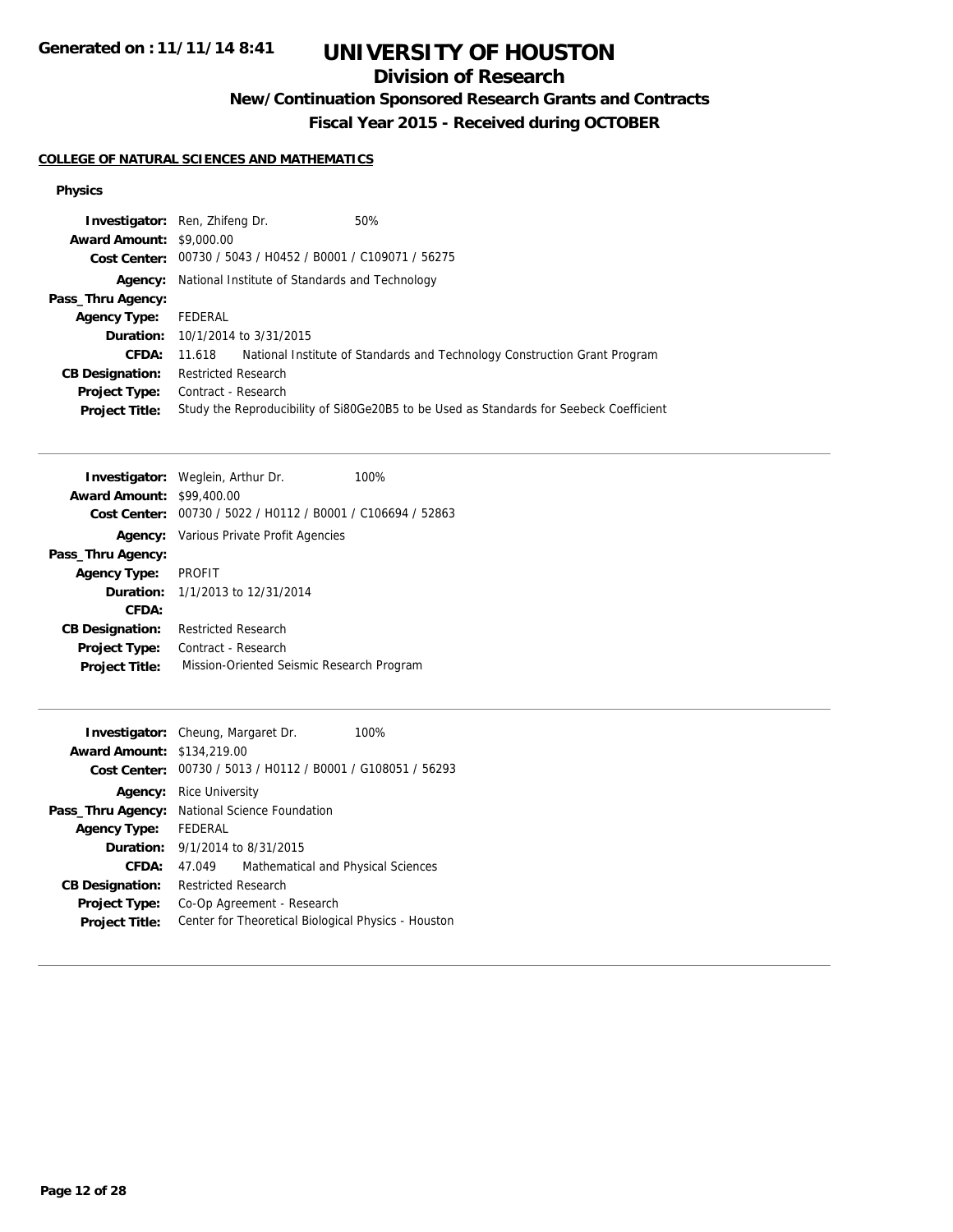# UNIVERSITY OF HOUSTON

## Division of Research

### New/Continuation Sponsored Research Grants and Contracts

### Fiscal Year 2015 - Received during OCTOBER

Generated on : 11/11/14 8:41

**COLLEGE OF NATURAL SCIENCES AND MATHEMATICS**

**Physics**

**Investigator:** Ren, Zhifeng Dr. 50%
**Award Amount:** $9,000.00
**Cost Center:** 00730 / 5043 / H0452 / B0001 / C109071 / 56275
**Agency:** National Institute of Standards and Technology
**Pass_Thru Agency:**
**Agency Type:** FEDERAL
**Duration:** 10/1/2014 to 3/31/2015
**CFDA:** 11.618 National Institute of Standards and Technology Construction Grant Program
**CB Designation:** Restricted Research
**Project Type:** Contract - Research
**Project Title:** Study the Reproducibility of Si80Ge20B5 to be Used as Standards for Seebeck Coefficient

---

**Investigator:** Weglein, Arthur Dr. 100%
**Award Amount:** $99,400.00
**Cost Center:** 00730 / 5022 / H0112 / B0001 / C106694 / 52863
**Agency:** Various Private Profit Agencies
**Pass_Thru Agency:**
**Agency Type:** PROFIT
**Duration:** 1/1/2013 to 12/31/2014
**CFDA:**
**CB Designation:** Restricted Research
**Project Type:** Contract - Research
**Project Title:** Mission-Oriented Seismic Research Program

---

**Investigator:** Cheung, Margaret Dr. 100%
**Award Amount:** $134,219.00
**Cost Center:** 00730 / 5013 / H0112 / B0001 / G108051 / 56293
**Agency:** Rice University
**Pass_Thru Agency:** National Science Foundation
**Agency Type:** FEDERAL
**Duration:** 9/1/2014 to 8/31/2015
**CFDA:** 47.049 Mathematical and Physical Sciences
**CB Designation:** Restricted Research
**Project Type:** Co-Op Agreement - Research
**Project Title:** Center for Theoretical Biological Physics - Houston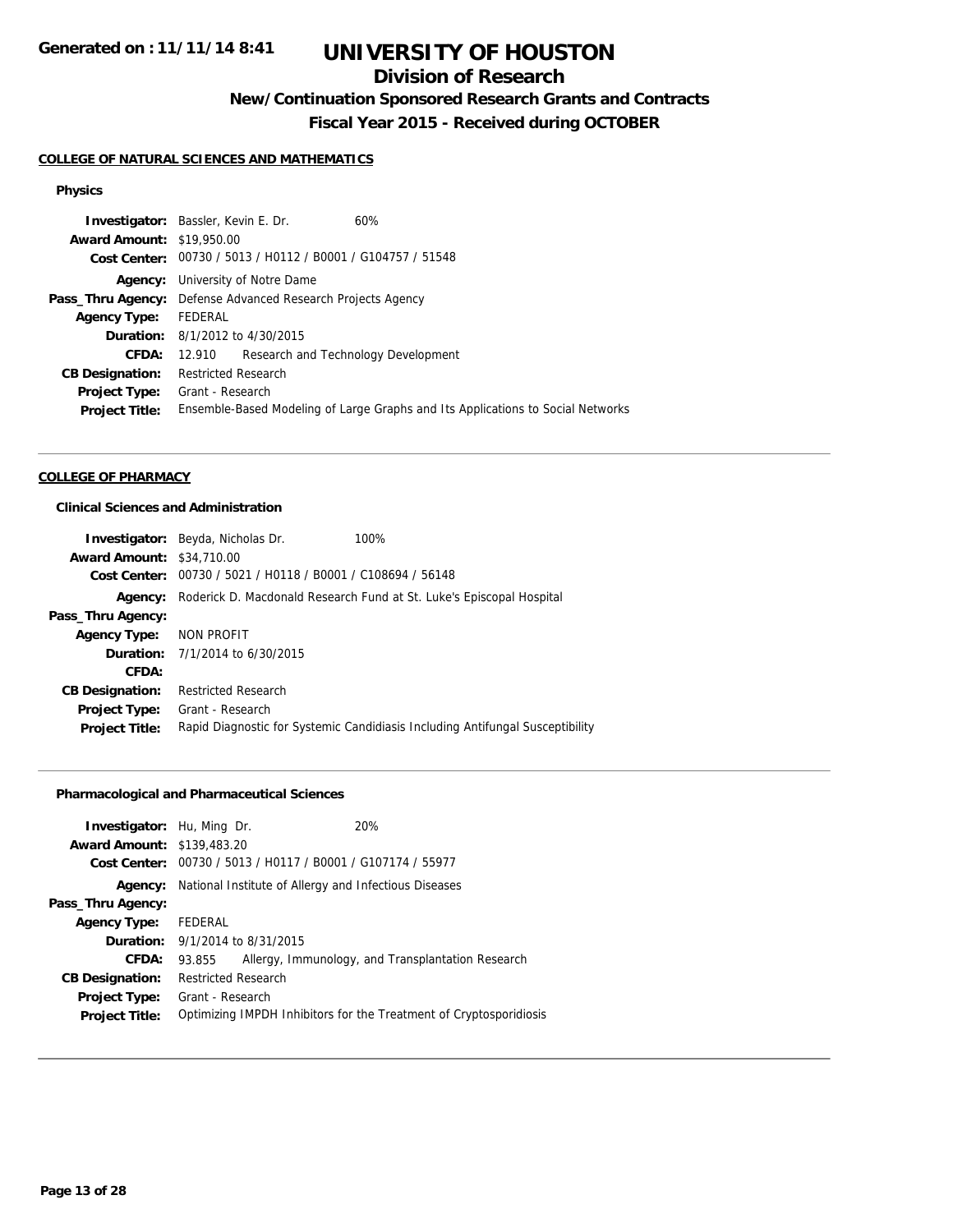# UNIVERSITY OF HOUSTON

## Division of Research

### New/Continuation Sponsored Research Grants and Contracts

### Fiscal Year 2015 - Received during OCTOBER

Generated on : 11/11/14 8:41

**COLLEGE OF NATURAL SCIENCES AND MATHEMATICS**

**Physics**

| | |
|---|---|
| **Investigator:** | Bassler, Kevin E. Dr. 60% |
| **Award Amount:** | $19,950.00 |
| **Cost Center:** | 00730 / 5013 / H0112 / B0001 / G104757 / 51548 |
| **Agency:** | University of Notre Dame |
| **Pass_Thru Agency:** | Defense Advanced Research Projects Agency |
| **Agency Type:** | FEDERAL |
| **Duration:** | 8/1/2012 to 4/30/2015 |
| **CFDA:** | 12.910 Research and Technology Development |
| **CB Designation:** | Restricted Research |
| **Project Type:** | Grant - Research |
| **Project Title:** | Ensemble-Based Modeling of Large Graphs and Its Applications to Social Networks |

**COLLEGE OF PHARMACY**

**Clinical Sciences and Administration**

| | |
|---|---|
| **Investigator:** | Beyda, Nicholas Dr. 100% |
| **Award Amount:** | $34,710.00 |
| **Cost Center:** | 00730 / 5021 / H0118 / B0001 / C108694 / 56148 |
| **Agency:** | Roderick D. Macdonald Research Fund at St. Luke's Episcopal Hospital |
| **Pass_Thru Agency:** | |
| **Agency Type:** | NON PROFIT |
| **Duration:** | 7/1/2014 to 6/30/2015 |
| **CFDA:** | |
| **CB Designation:** | Restricted Research |
| **Project Type:** | Grant - Research |
| **Project Title:** | Rapid Diagnostic for Systemic Candidiasis Including Antifungal Susceptibility |

**Pharmacological and Pharmaceutical Sciences**

| | |
|---|---|
| **Investigator:** | Hu, Ming Dr. 20% |
| **Award Amount:** | $139,483.20 |
| **Cost Center:** | 00730 / 5013 / H0117 / B0001 / G107174 / 55977 |
| **Agency:** | National Institute of Allergy and Infectious Diseases |
| **Pass_Thru Agency:** | |
| **Agency Type:** | FEDERAL |
| **Duration:** | 9/1/2014 to 8/31/2015 |
| **CFDA:** | 93.855 Allergy, Immunology, and Transplantation Research |
| **CB Designation:** | Restricted Research |
| **Project Type:** | Grant - Research |
| **Project Title:** | Optimizing IMPDH Inhibitors for the Treatment of Cryptosporidiosis |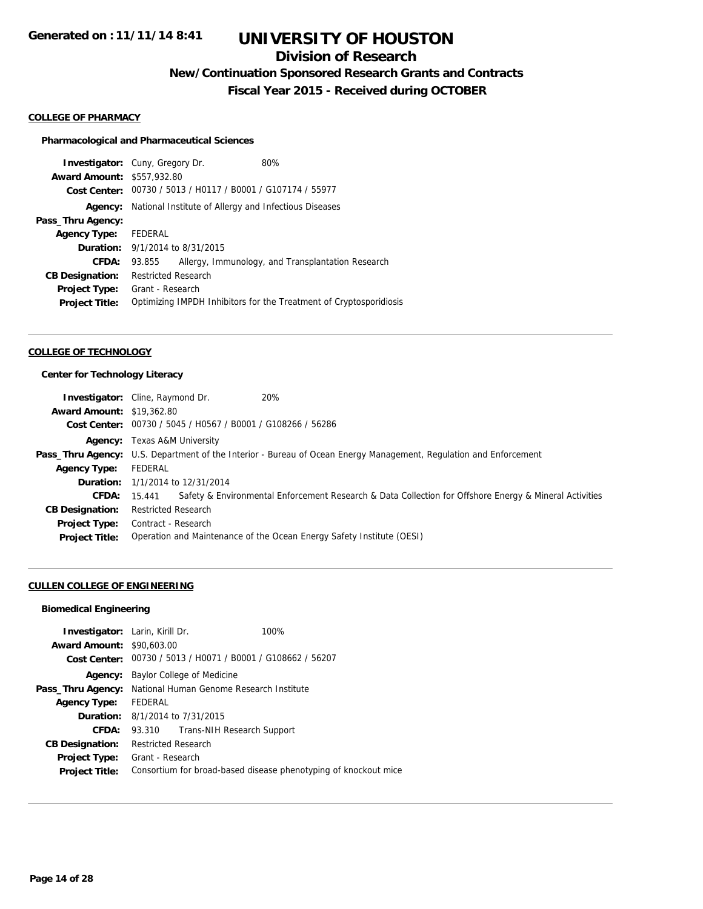# UNIVERSITY OF HOUSTON

## Division of Research

### New/Continuation Sponsored Research Grants and Contracts

### Fiscal Year 2015 - Received during OCTOBER

Generated on : 11/11/14 8:41

**COLLEGE OF PHARMACY**

**Pharmacological and Pharmaceutical Sciences**

| | |
|---|---|
| **Investigator:** | Cuny, Gregory Dr. 80% |
| **Award Amount:** | $557,932.80 |
| **Cost Center:** | 00730 / 5013 / H0117 / B0001 / G107174 / 55977 |
| **Agency:** | National Institute of Allergy and Infectious Diseases |
| **Pass_Thru Agency:** | |
| **Agency Type:** | FEDERAL |
| **Duration:** | 9/1/2014 to 8/31/2015 |
| **CFDA:** | 93.855 Allergy, Immunology, and Transplantation Research |
| **CB Designation:** | Restricted Research |
| **Project Type:** | Grant - Research |
| **Project Title:** | Optimizing IMPDH Inhibitors for the Treatment of Cryptosporidiosis |

**COLLEGE OF TECHNOLOGY**

**Center for Technology Literacy**

| | |
|---|---|
| **Investigator:** | Cline, Raymond Dr. 20% |
| **Award Amount:** | $19,362.80 |
| **Cost Center:** | 00730 / 5045 / H0567 / B0001 / G108266 / 56286 |
| **Agency:** | Texas A&M University |
| **Pass_Thru Agency:** | U.S. Department of the Interior - Bureau of Ocean Energy Management, Regulation and Enforcement |
| **Agency Type:** | FEDERAL |
| **Duration:** | 1/1/2014 to 12/31/2014 |
| **CFDA:** | 15.441 Safety & Environmental Enforcement Research & Data Collection for Offshore Energy & Mineral Activities |
| **CB Designation:** | Restricted Research |
| **Project Type:** | Contract - Research |
| **Project Title:** | Operation and Maintenance of the Ocean Energy Safety Institute (OESI) |

**CULLEN COLLEGE OF ENGINEERING**

**Biomedical Engineering**

| | |
|---|---|
| **Investigator:** | Larin, Kirill Dr. 100% |
| **Award Amount:** | $90,603.00 |
| **Cost Center:** | 00730 / 5013 / H0071 / B0001 / G108662 / 56207 |
| **Agency:** | Baylor College of Medicine |
| **Pass_Thru Agency:** | National Human Genome Research Institute |
| **Agency Type:** | FEDERAL |
| **Duration:** | 8/1/2014 to 7/31/2015 |
| **CFDA:** | 93.310 Trans-NIH Research Support |
| **CB Designation:** | Restricted Research |
| **Project Type:** | Grant - Research |
| **Project Title:** | Consortium for broad-based disease phenotyping of knockout mice |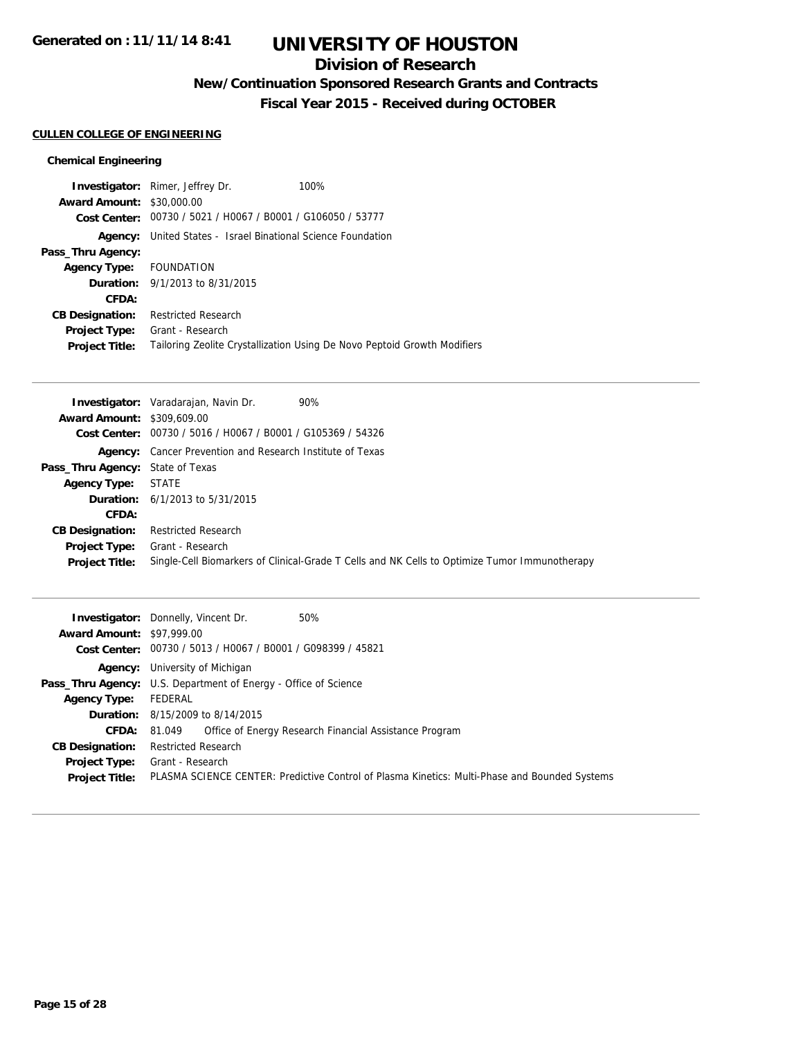# UNIVERSITY OF HOUSTON

## Division of Research

### New/Continuation Sponsored Research Grants and Contracts

### Fiscal Year 2015 - Received during OCTOBER

**CULLEN COLLEGE OF ENGINEERING**

**Chemical Engineering**

**Investigator:** Rimer, Jeffrey Dr. 100%
**Award Amount:** $30,000.00
**Cost Center:** 00730 / 5021 / H0067 / B0001 / G106050 / 53777
**Agency:** United States - Israel Binational Science Foundation
**Pass_Thru Agency:**
**Agency Type:** FOUNDATION
**Duration:** 9/1/2013 to 8/31/2015
**CFDA:**
**CB Designation:** Restricted Research
**Project Type:** Grant - Research
**Project Title:** Tailoring Zeolite Crystallization Using De Novo Peptoid Growth Modifiers

---

**Investigator:** Varadarajan, Navin Dr. 90%
**Award Amount:** $309,609.00
**Cost Center:** 00730 / 5016 / H0067 / B0001 / G105369 / 54326
**Agency:** Cancer Prevention and Research Institute of Texas
**Pass_Thru Agency:** State of Texas
**Agency Type:** STATE
**Duration:** 6/1/2013 to 5/31/2015
**CFDA:**
**CB Designation:** Restricted Research
**Project Type:** Grant - Research
**Project Title:** Single-Cell Biomarkers of Clinical-Grade T Cells and NK Cells to Optimize Tumor Immunotherapy

---

**Investigator:** Donnelly, Vincent Dr. 50%
**Award Amount:** $97,999.00
**Cost Center:** 00730 / 5013 / H0067 / B0001 / G098399 / 45821
**Agency:** University of Michigan
**Pass_Thru Agency:** U.S. Department of Energy - Office of Science
**Agency Type:** FEDERAL
**Duration:** 8/15/2009 to 8/14/2015
**CFDA:** 81.049 Office of Energy Research Financial Assistance Program
**CB Designation:** Restricted Research
**Project Type:** Grant - Research
**Project Title:** PLASMA SCIENCE CENTER: Predictive Control of Plasma Kinetics: Multi-Phase and Bounded Systems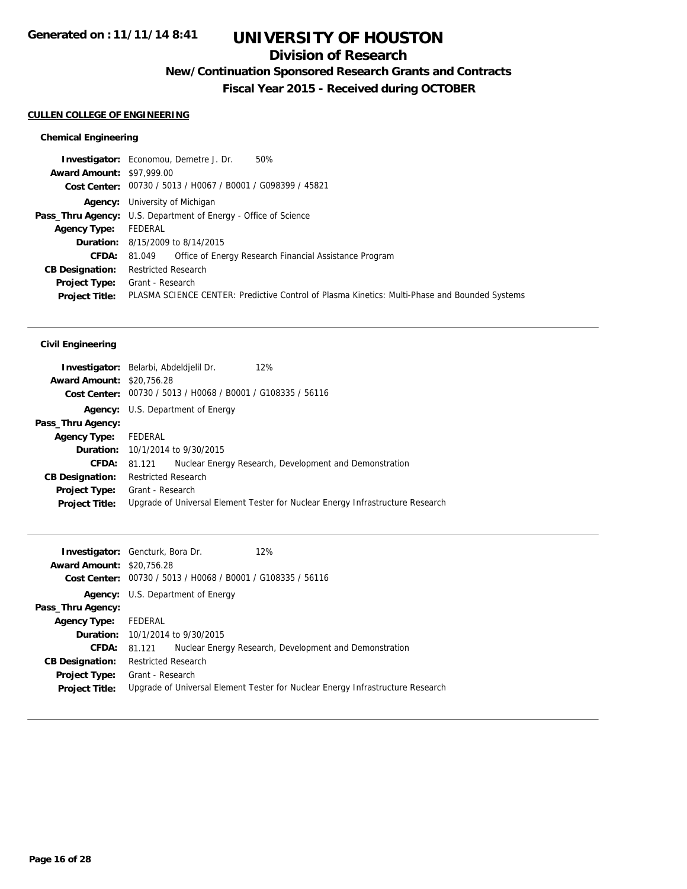# UNIVERSITY OF HOUSTON

## Division of Research

### New/Continuation Sponsored Research Grants and Contracts

### Fiscal Year 2015 - Received during OCTOBER

**Generated on : 11/11/14 8:41**

#### CULLEN COLLEGE OF ENGINEERING

**Chemical Engineering**

**Investigator:** Economou, Demetre J. Dr. 50%
**Award Amount:** $97,999.00
**Cost Center:** 00730 / 5013 / H0067 / B0001 / G098399 / 45821
**Agency:** University of Michigan
**Pass_Thru Agency:** U.S. Department of Energy - Office of Science
**Agency Type:** FEDERAL
**Duration:** 8/15/2009 to 8/14/2015
**CFDA:** 81.049 Office of Energy Research Financial Assistance Program
**CB Designation:** Restricted Research
**Project Type:** Grant - Research
**Project Title:** PLASMA SCIENCE CENTER: Predictive Control of Plasma Kinetics: Multi-Phase and Bounded Systems

---

**Civil Engineering**

**Investigator:** Belarbi, Abdeldjelil Dr. 12%
**Award Amount:** $20,756.28
**Cost Center:** 00730 / 5013 / H0068 / B0001 / G108335 / 56116
**Agency:** U.S. Department of Energy
**Pass_Thru Agency:**
**Agency Type:** FEDERAL
**Duration:** 10/1/2014 to 9/30/2015
**CFDA:** 81.121 Nuclear Energy Research, Development and Demonstration
**CB Designation:** Restricted Research
**Project Type:** Grant - Research
**Project Title:** Upgrade of Universal Element Tester for Nuclear Energy Infrastructure Research

---

**Investigator:** Gencturk, Bora Dr. 12%
**Award Amount:** $20,756.28
**Cost Center:** 00730 / 5013 / H0068 / B0001 / G108335 / 56116
**Agency:** U.S. Department of Energy
**Pass_Thru Agency:**
**Agency Type:** FEDERAL
**Duration:** 10/1/2014 to 9/30/2015
**CFDA:** 81.121 Nuclear Energy Research, Development and Demonstration
**CB Designation:** Restricted Research
**Project Type:** Grant - Research
**Project Title:** Upgrade of Universal Element Tester for Nuclear Energy Infrastructure Research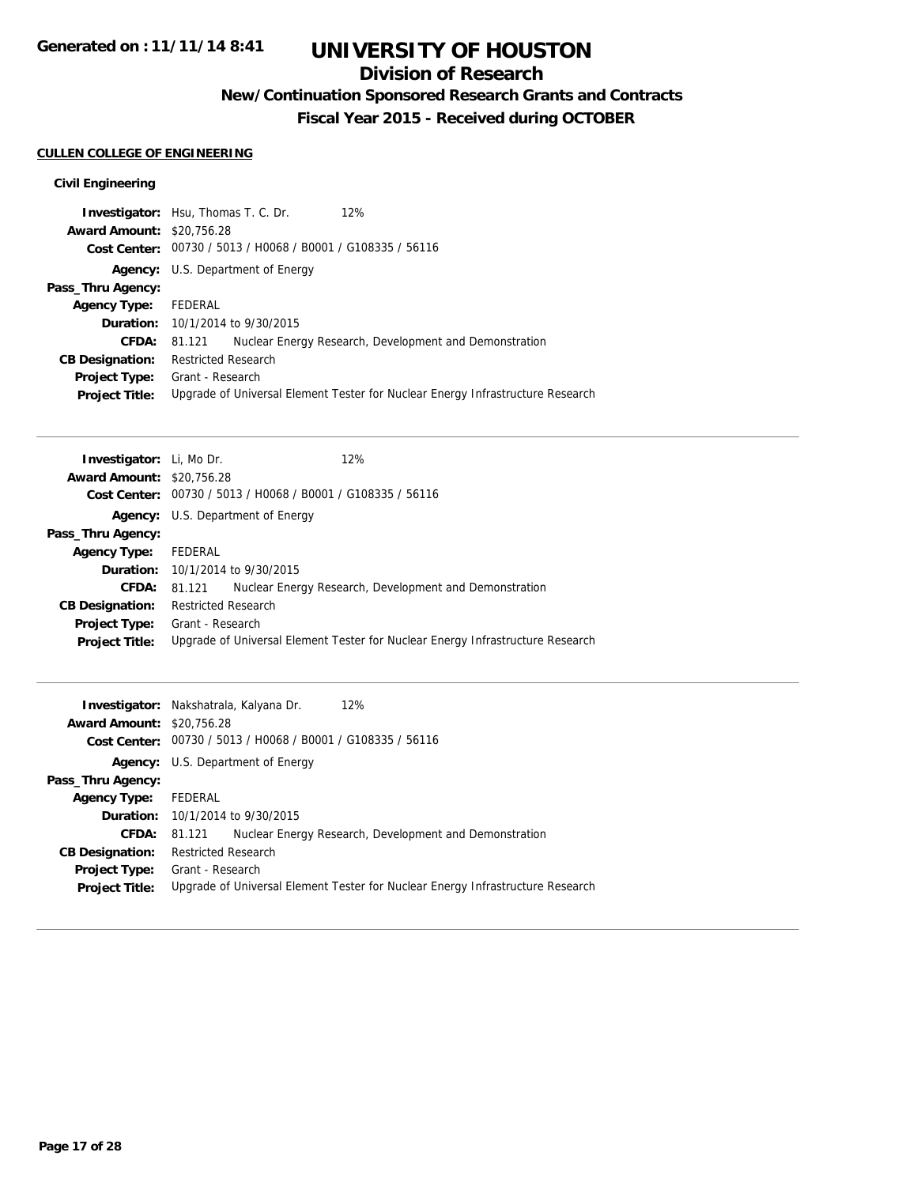# UNIVERSITY OF HOUSTON

## Division of Research

### New/Continuation Sponsored Research Grants and Contracts

### Fiscal Year 2015 - Received during OCTOBER

**Generated on : 11/11/14 8:41**

**CULLEN COLLEGE OF ENGINEERING**

**Civil Engineering**

**Investigator:** Hsu, Thomas T. C. Dr. 12%
**Award Amount:** $20,756.28
**Cost Center:** 00730 / 5013 / H0068 / B0001 / G108335 / 56116
**Agency:** U.S. Department of Energy
**Pass_Thru Agency:**
**Agency Type:** FEDERAL
**Duration:** 10/1/2014 to 9/30/2015
**CFDA:** 81.121 Nuclear Energy Research, Development and Demonstration
**CB Designation:** Restricted Research
**Project Type:** Grant - Research
**Project Title:** Upgrade of Universal Element Tester for Nuclear Energy Infrastructure Research

---

**Investigator:** Li, Mo Dr. 12%
**Award Amount:** $20,756.28
**Cost Center:** 00730 / 5013 / H0068 / B0001 / G108335 / 56116
**Agency:** U.S. Department of Energy
**Pass_Thru Agency:**
**Agency Type:** FEDERAL
**Duration:** 10/1/2014 to 9/30/2015
**CFDA:** 81.121 Nuclear Energy Research, Development and Demonstration
**CB Designation:** Restricted Research
**Project Type:** Grant - Research
**Project Title:** Upgrade of Universal Element Tester for Nuclear Energy Infrastructure Research

---

**Investigator:** Nakshatrala, Kalyana Dr. 12%
**Award Amount:** $20,756.28
**Cost Center:** 00730 / 5013 / H0068 / B0001 / G108335 / 56116
**Agency:** U.S. Department of Energy
**Pass_Thru Agency:**
**Agency Type:** FEDERAL
**Duration:** 10/1/2014 to 9/30/2015
**CFDA:** 81.121 Nuclear Energy Research, Development and Demonstration
**CB Designation:** Restricted Research
**Project Type:** Grant - Research
**Project Title:** Upgrade of Universal Element Tester for Nuclear Energy Infrastructure Research

---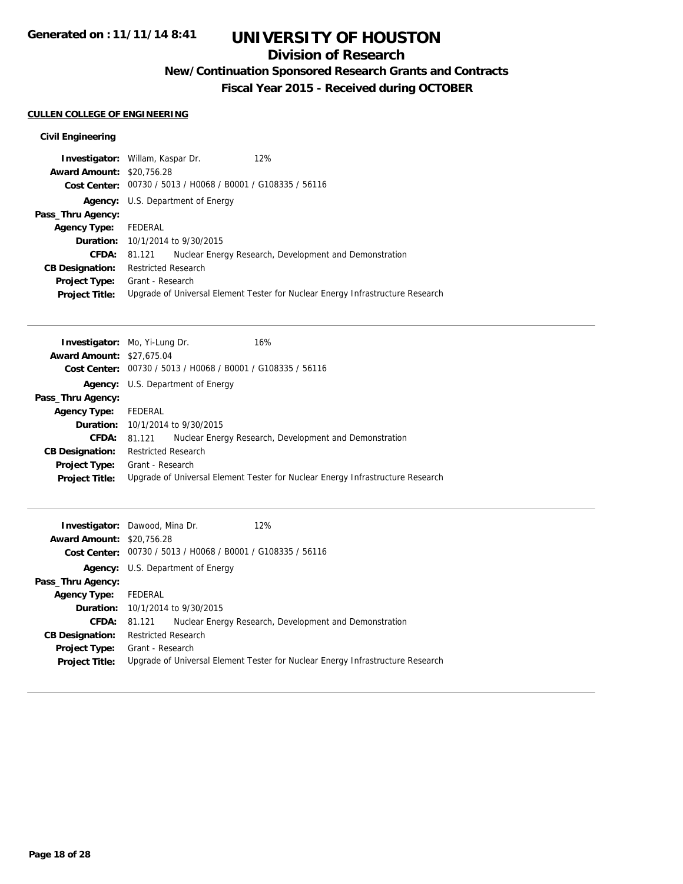Generated on : 11/11/14 8:41

# UNIVERSITY OF HOUSTON

## Division of Research

### New/Continuation Sponsored Research Grants and Contracts

### Fiscal Year 2015 - Received during OCTOBER

**CULLEN COLLEGE OF ENGINEERING**

**Civil Engineering**

**Investigator:** Willam, Kaspar Dr. 12%
**Award Amount:** $20,756.28
**Cost Center:** 00730 / 5013 / H0068 / B0001 / G108335 / 56116
**Agency:** U.S. Department of Energy
**Pass_Thru Agency:**
**Agency Type:** FEDERAL
**Duration:** 10/1/2014 to 9/30/2015
**CFDA:** 81.121 Nuclear Energy Research, Development and Demonstration
**CB Designation:** Restricted Research
**Project Type:** Grant - Research
**Project Title:** Upgrade of Universal Element Tester for Nuclear Energy Infrastructure Research

---

**Investigator:** Mo, Yi-Lung Dr. 16%
**Award Amount:** $27,675.04
**Cost Center:** 00730 / 5013 / H0068 / B0001 / G108335 / 56116
**Agency:** U.S. Department of Energy
**Pass_Thru Agency:**
**Agency Type:** FEDERAL
**Duration:** 10/1/2014 to 9/30/2015
**CFDA:** 81.121 Nuclear Energy Research, Development and Demonstration
**CB Designation:** Restricted Research
**Project Type:** Grant - Research
**Project Title:** Upgrade of Universal Element Tester for Nuclear Energy Infrastructure Research

---

**Investigator:** Dawood, Mina Dr. 12%
**Award Amount:** $20,756.28
**Cost Center:** 00730 / 5013 / H0068 / B0001 / G108335 / 56116
**Agency:** U.S. Department of Energy
**Pass_Thru Agency:**
**Agency Type:** FEDERAL
**Duration:** 10/1/2014 to 9/30/2015
**CFDA:** 81.121 Nuclear Energy Research, Development and Demonstration
**CB Designation:** Restricted Research
**Project Type:** Grant - Research
**Project Title:** Upgrade of Universal Element Tester for Nuclear Energy Infrastructure Research

---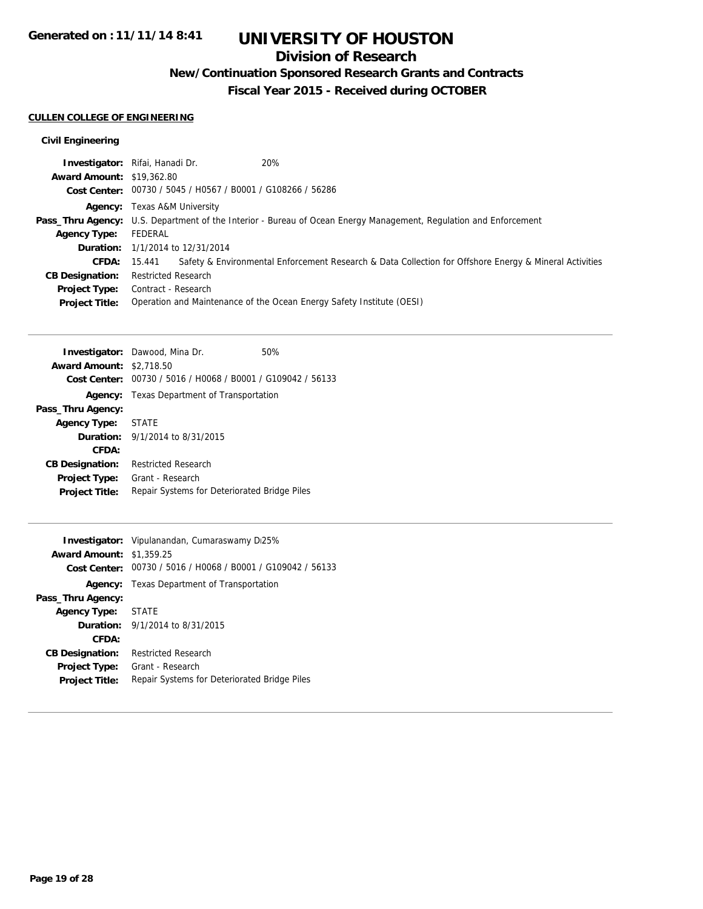# UNIVERSITY OF HOUSTON

## Division of Research

### New/Continuation Sponsored Research Grants and Contracts

### Fiscal Year 2015 - Received during OCTOBER

Generated on : 11/11/14 8:41

**CULLEN COLLEGE OF ENGINEERING**

**Civil Engineering**

**Investigator:** Rifai, Hanadi Dr. 20%
**Award Amount:** $19,362.80
**Cost Center:** 00730 / 5045 / H0567 / B0001 / G108266 / 56286
**Agency:** Texas A&M University
**Pass_Thru Agency:** U.S. Department of the Interior - Bureau of Ocean Energy Management, Regulation and Enforcement
**Agency Type:** FEDERAL
**Duration:** 1/1/2014 to 12/31/2014
**CFDA:** 15.441 Safety & Environmental Enforcement Research & Data Collection for Offshore Energy & Mineral Activities
**CB Designation:** Restricted Research
**Project Type:** Contract - Research
**Project Title:** Operation and Maintenance of the Ocean Energy Safety Institute (OESI)

---

**Investigator:** Dawood, Mina Dr. 50%
**Award Amount:** $2,718.50
**Cost Center:** 00730 / 5016 / H0068 / B0001 / G109042 / 56133
**Agency:** Texas Department of Transportation
**Pass_Thru Agency:**
**Agency Type:** STATE
**Duration:** 9/1/2014 to 8/31/2015
**CFDA:**
**CB Designation:** Restricted Research
**Project Type:** Grant - Research
**Project Title:** Repair Systems for Deteriorated Bridge Piles

---

**Investigator:** Vipulanandan, Cumaraswamy Di 25%
**Award Amount:** $1,359.25
**Cost Center:** 00730 / 5016 / H0068 / B0001 / G109042 / 56133
**Agency:** Texas Department of Transportation
**Pass_Thru Agency:**
**Agency Type:** STATE
**Duration:** 9/1/2014 to 8/31/2015
**CFDA:**
**CB Designation:** Restricted Research
**Project Type:** Grant - Research
**Project Title:** Repair Systems for Deteriorated Bridge Piles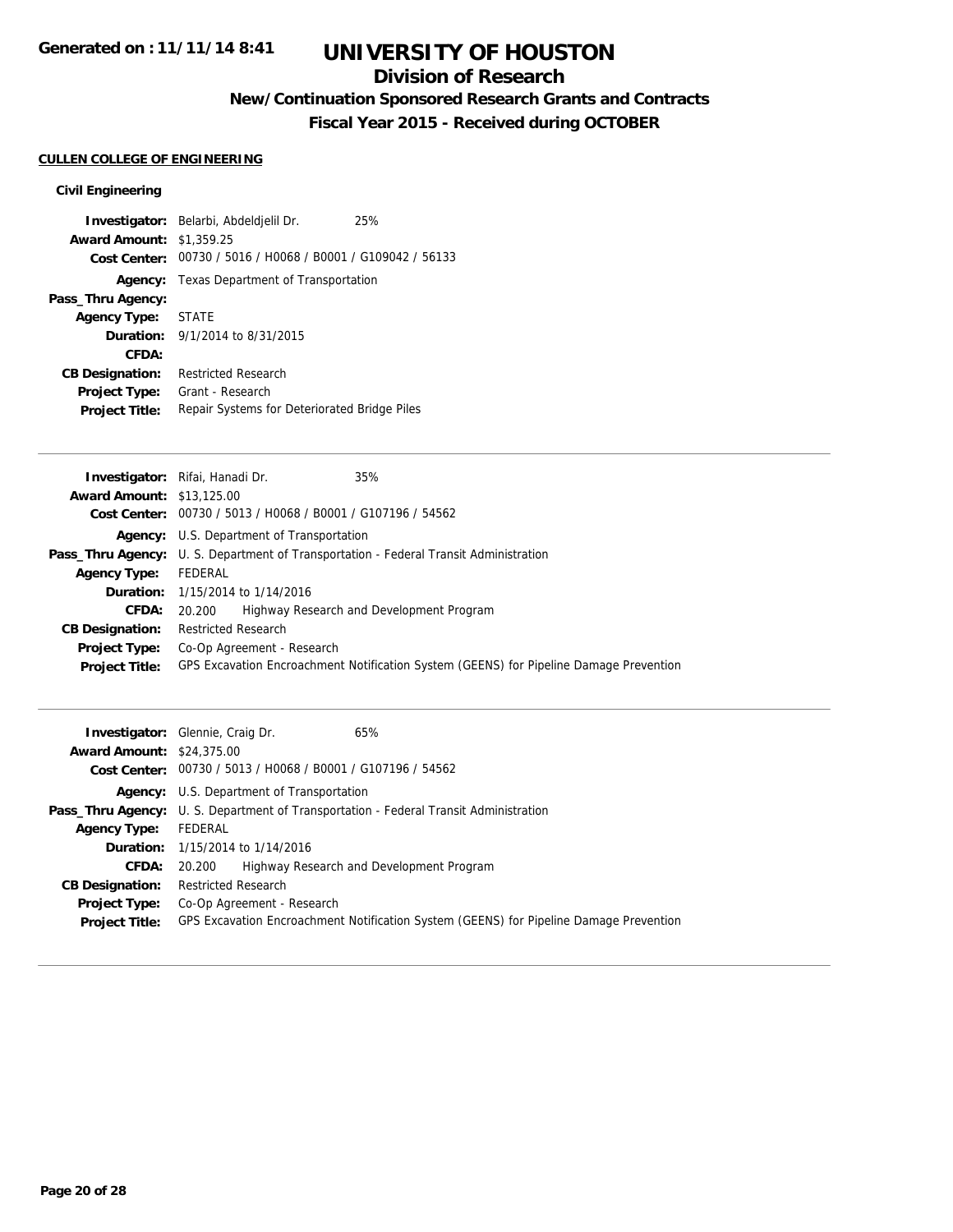**Generated on : 11/11/14 8:41**

# UNIVERSITY OF HOUSTON

## Division of Research

### New/Continuation Sponsored Research Grants and Contracts

### Fiscal Year 2015 - Received during OCTOBER

**CULLEN COLLEGE OF ENGINEERING**

**Civil Engineering**

**Investigator:** Belarbi, Abdeldjelil Dr. 25%
**Award Amount:** $1,359.25
**Cost Center:** 00730 / 5016 / H0068 / B0001 / G109042 / 56133
**Agency:** Texas Department of Transportation
**Pass_Thru Agency:**
**Agency Type:** STATE
**Duration:** 9/1/2014 to 8/31/2015
**CFDA:**
**CB Designation:** Restricted Research
**Project Type:** Grant - Research
**Project Title:** Repair Systems for Deteriorated Bridge Piles

---

**Investigator:** Rifai, Hanadi Dr. 35%
**Award Amount:** $13,125.00
**Cost Center:** 00730 / 5013 / H0068 / B0001 / G107196 / 54562
**Agency:** U.S. Department of Transportation
**Pass_Thru Agency:** U. S. Department of Transportation - Federal Transit Administration
**Agency Type:** FEDERAL
**Duration:** 1/15/2014 to 1/14/2016
**CFDA:** 20.200 Highway Research and Development Program
**CB Designation:** Restricted Research
**Project Type:** Co-Op Agreement - Research
**Project Title:** GPS Excavation Encroachment Notification System (GEENS) for Pipeline Damage Prevention

---

**Investigator:** Glennie, Craig Dr. 65%
**Award Amount:** $24,375.00
**Cost Center:** 00730 / 5013 / H0068 / B0001 / G107196 / 54562
**Agency:** U.S. Department of Transportation
**Pass_Thru Agency:** U. S. Department of Transportation - Federal Transit Administration
**Agency Type:** FEDERAL
**Duration:** 1/15/2014 to 1/14/2016
**CFDA:** 20.200 Highway Research and Development Program
**CB Designation:** Restricted Research
**Project Type:** Co-Op Agreement - Research
**Project Title:** GPS Excavation Encroachment Notification System (GEENS) for Pipeline Damage Prevention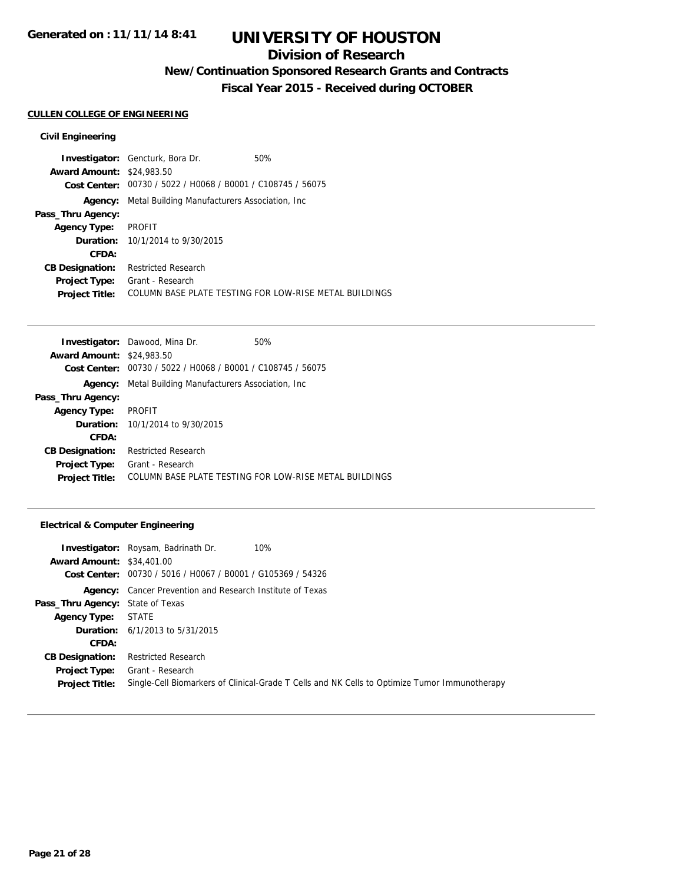# UNIVERSITY OF HOUSTON

## Division of Research

### New/Continuation Sponsored Research Grants and Contracts

### Fiscal Year 2015 - Received during OCTOBER

Generated on : 11/11/14 8:41

**CULLEN COLLEGE OF ENGINEERING**

**Civil Engineering**

**Investigator:** Gencturk, Bora Dr. 50%
**Award Amount:** $24,983.50
**Cost Center:** 00730 / 5022 / H0068 / B0001 / C108745 / 56075
**Agency:** Metal Building Manufacturers Association, Inc
**Pass_Thru Agency:**
**Agency Type:** PROFIT
**Duration:** 10/1/2014 to 9/30/2015
**CFDA:**
**CB Designation:** Restricted Research
**Project Type:** Grant - Research
**Project Title:** COLUMN BASE PLATE TESTING FOR LOW-RISE METAL BUILDINGS

---

**Investigator:** Dawood, Mina Dr. 50%
**Award Amount:** $24,983.50
**Cost Center:** 00730 / 5022 / H0068 / B0001 / C108745 / 56075
**Agency:** Metal Building Manufacturers Association, Inc
**Pass_Thru Agency:**
**Agency Type:** PROFIT
**Duration:** 10/1/2014 to 9/30/2015
**CFDA:**
**CB Designation:** Restricted Research
**Project Type:** Grant - Research
**Project Title:** COLUMN BASE PLATE TESTING FOR LOW-RISE METAL BUILDINGS

---

**Electrical & Computer Engineering**

**Investigator:** Roysam, Badrinath Dr. 10%
**Award Amount:** $34,401.00
**Cost Center:** 00730 / 5016 / H0067 / B0001 / G105369 / 54326
**Agency:** Cancer Prevention and Research Institute of Texas
**Pass_Thru Agency:** State of Texas
**Agency Type:** STATE
**Duration:** 6/1/2013 to 5/31/2015
**CFDA:**
**CB Designation:** Restricted Research
**Project Type:** Grant - Research
**Project Title:** Single-Cell Biomarkers of Clinical-Grade T Cells and NK Cells to Optimize Tumor Immunotherapy

---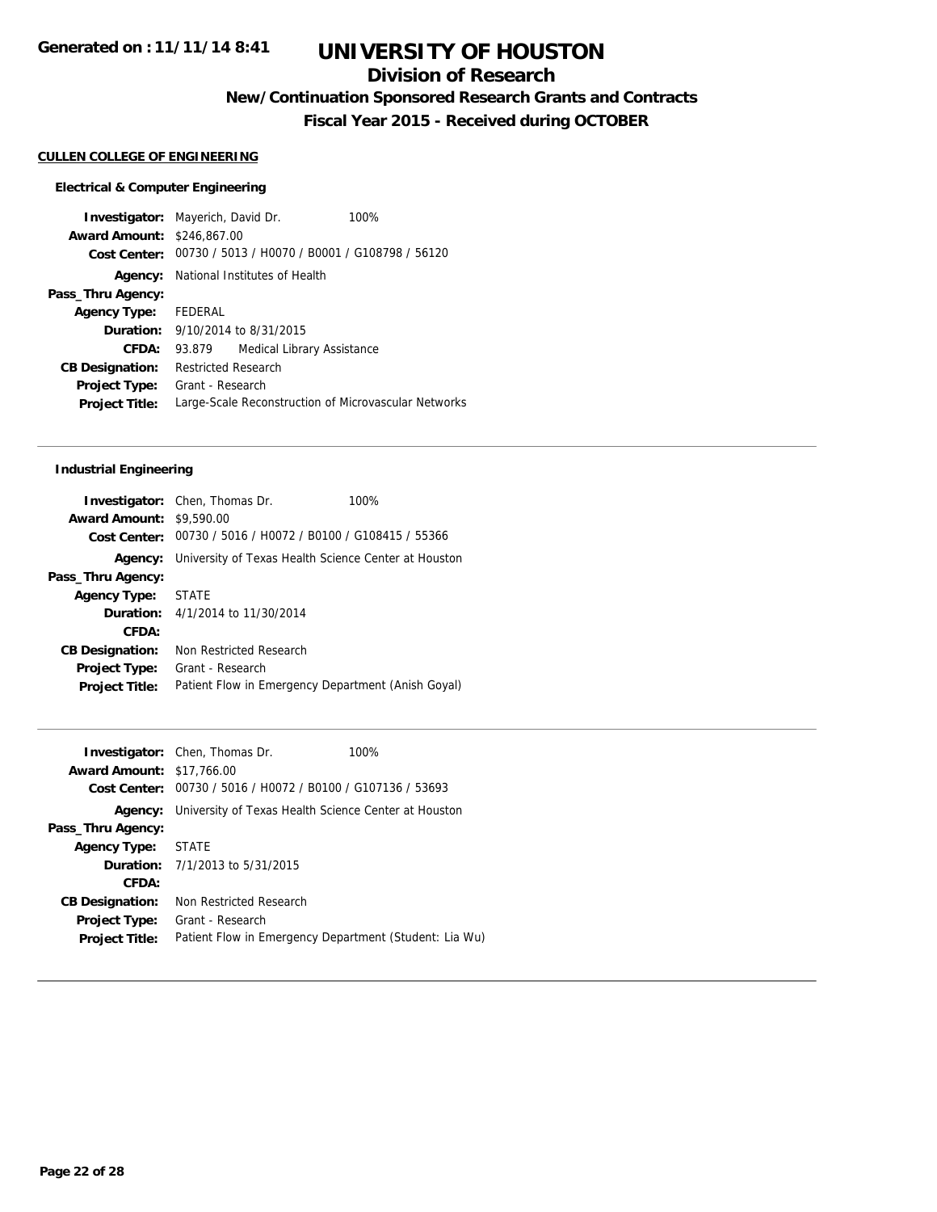# UNIVERSITY OF HOUSTON

## Division of Research

### New/Continuation Sponsored Research Grants and Contracts

### Fiscal Year 2015 - Received during OCTOBER

**Generated on : 11/11/14 8:41**

**CULLEN COLLEGE OF ENGINEERING**

**Electrical & Computer Engineering**

**Investigator:** Mayerich, David Dr. 100%
**Award Amount:** $246,867.00
**Cost Center:** 00730 / 5013 / H0070 / B0001 / G108798 / 56120
**Agency:** National Institutes of Health
**Pass_Thru Agency:**
**Agency Type:** FEDERAL
**Duration:** 9/10/2014 to 8/31/2015
**CFDA:** 93.879 Medical Library Assistance
**CB Designation:** Restricted Research
**Project Type:** Grant - Research
**Project Title:** Large-Scale Reconstruction of Microvascular Networks

---

**Industrial Engineering**

**Investigator:** Chen, Thomas Dr. 100%
**Award Amount:** $9,590.00
**Cost Center:** 00730 / 5016 / H0072 / B0100 / G108415 / 55366
**Agency:** University of Texas Health Science Center at Houston
**Pass_Thru Agency:**
**Agency Type:** STATE
**Duration:** 4/1/2014 to 11/30/2014
**CFDA:**
**CB Designation:** Non Restricted Research
**Project Type:** Grant - Research
**Project Title:** Patient Flow in Emergency Department (Anish Goyal)

---

**Investigator:** Chen, Thomas Dr. 100%
**Award Amount:** $17,766.00
**Cost Center:** 00730 / 5016 / H0072 / B0100 / G107136 / 53693
**Agency:** University of Texas Health Science Center at Houston
**Pass_Thru Agency:**
**Agency Type:** STATE
**Duration:** 7/1/2013 to 5/31/2015
**CFDA:**
**CB Designation:** Non Restricted Research
**Project Type:** Grant - Research
**Project Title:** Patient Flow in Emergency Department (Student: Lia Wu)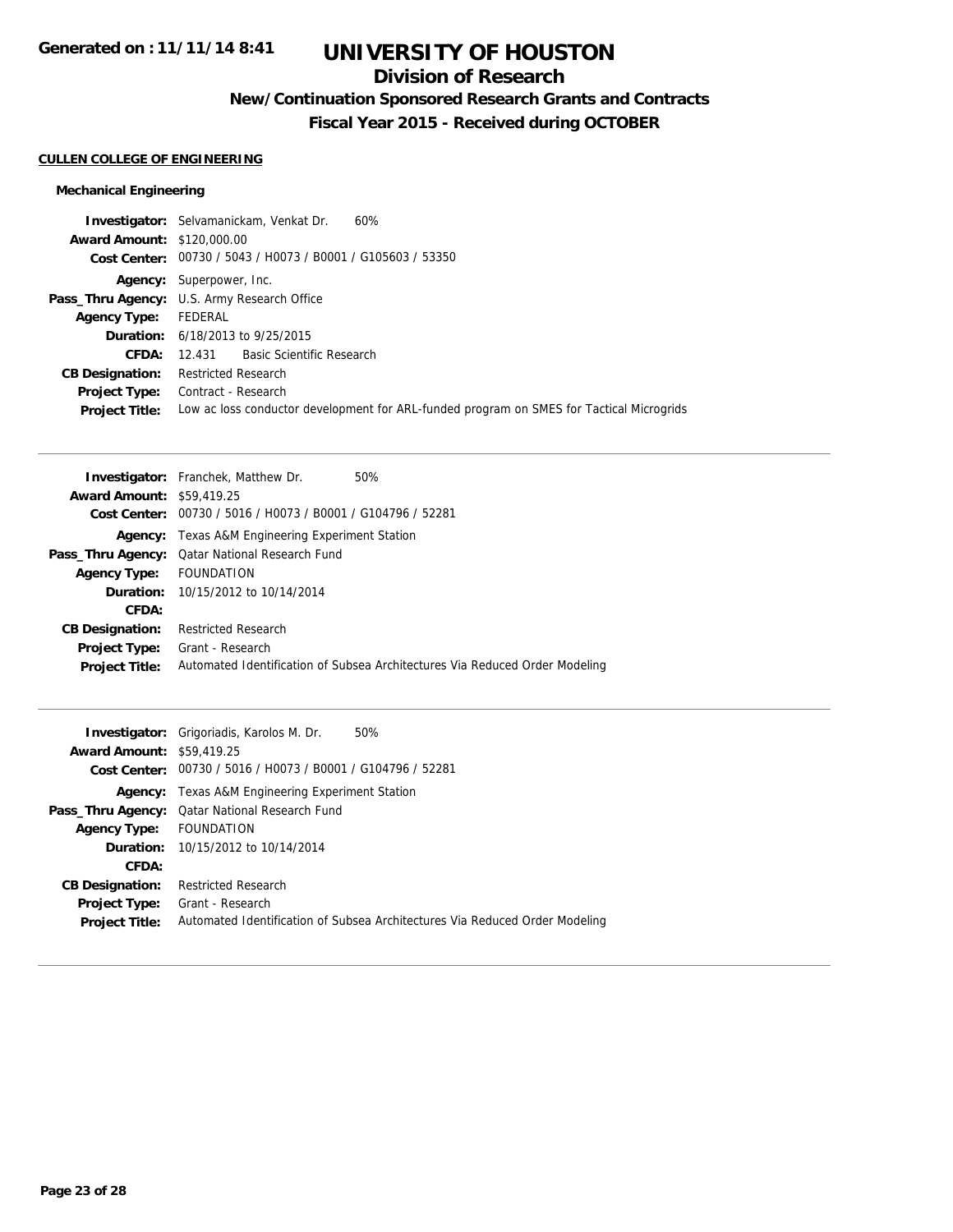# UNIVERSITY OF HOUSTON

## Division of Research

### New/Continuation Sponsored Research Grants and Contracts

### Fiscal Year 2015 - Received during OCTOBER

**CULLEN COLLEGE OF ENGINEERING**

#### Mechanical Engineering

**Investigator:** Selvamanickam, Venkat Dr. 60%
**Award Amount:** $120,000.00
**Cost Center:** 00730 / 5043 / H0073 / B0001 / G105603 / 53350
**Agency:** Superpower, Inc.
**Pass_Thru Agency:** U.S. Army Research Office
**Agency Type:** FEDERAL
**Duration:** 6/18/2013 to 9/25/2015
**CFDA:** 12.431 Basic Scientific Research
**CB Designation:** Restricted Research
**Project Type:** Contract - Research
**Project Title:** Low ac loss conductor development for ARL-funded program on SMES for Tactical Microgrids

---

**Investigator:** Franchek, Matthew Dr. 50%
**Award Amount:** $59,419.25
**Cost Center:** 00730 / 5016 / H0073 / B0001 / G104796 / 52281
**Agency:** Texas A&M Engineering Experiment Station
**Pass_Thru Agency:** Qatar National Research Fund
**Agency Type:** FOUNDATION
**Duration:** 10/15/2012 to 10/14/2014
**CFDA:**
**CB Designation:** Restricted Research
**Project Type:** Grant - Research
**Project Title:** Automated Identification of Subsea Architectures Via Reduced Order Modeling

---

**Investigator:** Grigoriadis, Karolos M. Dr. 50%
**Award Amount:** $59,419.25
**Cost Center:** 00730 / 5016 / H0073 / B0001 / G104796 / 52281
**Agency:** Texas A&M Engineering Experiment Station
**Pass_Thru Agency:** Qatar National Research Fund
**Agency Type:** FOUNDATION
**Duration:** 10/15/2012 to 10/14/2014
**CFDA:**
**CB Designation:** Restricted Research
**Project Type:** Grant - Research
**Project Title:** Automated Identification of Subsea Architectures Via Reduced Order Modeling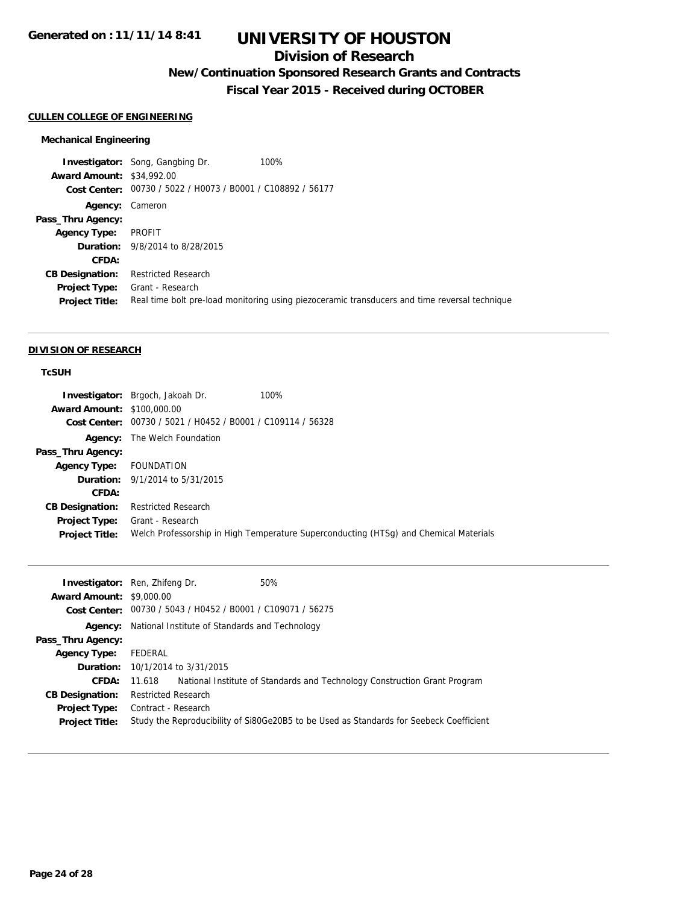# UNIVERSITY OF HOUSTON

## Division of Research

### New/Continuation Sponsored Research Grants and Contracts

### Fiscal Year 2015 - Received during OCTOBER

Generated on : 11/11/14 8:41

**CULLEN COLLEGE OF ENGINEERING**

**Mechanical Engineering**

**Investigator:** Song, Gangbing Dr. 100%
**Award Amount:** $34,992.00
**Cost Center:** 00730 / 5022 / H0073 / B0001 / C108892 / 56177
**Agency:** Cameron
**Pass_Thru Agency:**
**Agency Type:** PROFIT
**Duration:** 9/8/2014 to 8/28/2015
**CFDA:**
**CB Designation:** Restricted Research
**Project Type:** Grant - Research
**Project Title:** Real time bolt pre-load monitoring using piezoceramic transducers and time reversal technique

---

**DIVISION OF RESEARCH**

**TcSUH**

**Investigator:** Brgoch, Jakoah Dr. 100%
**Award Amount:** $100,000.00
**Cost Center:** 00730 / 5021 / H0452 / B0001 / C109114 / 56328
**Agency:** The Welch Foundation
**Pass_Thru Agency:**
**Agency Type:** FOUNDATION
**Duration:** 9/1/2014 to 5/31/2015
**CFDA:**
**CB Designation:** Restricted Research
**Project Type:** Grant - Research
**Project Title:** Welch Professorship in High Temperature Superconducting (HTSg) and Chemical Materials

---

**Investigator:** Ren, Zhifeng Dr. 50%
**Award Amount:** $9,000.00
**Cost Center:** 00730 / 5043 / H0452 / B0001 / C109071 / 56275
**Agency:** National Institute of Standards and Technology
**Pass_Thru Agency:**
**Agency Type:** FEDERAL
**Duration:** 10/1/2014 to 3/31/2015
**CFDA:** 11.618 National Institute of Standards and Technology Construction Grant Program
**CB Designation:** Restricted Research
**Project Type:** Contract - Research
**Project Title:** Study the Reproducibility of Si80Ge20B5 to be Used as Standards for Seebeck Coefficient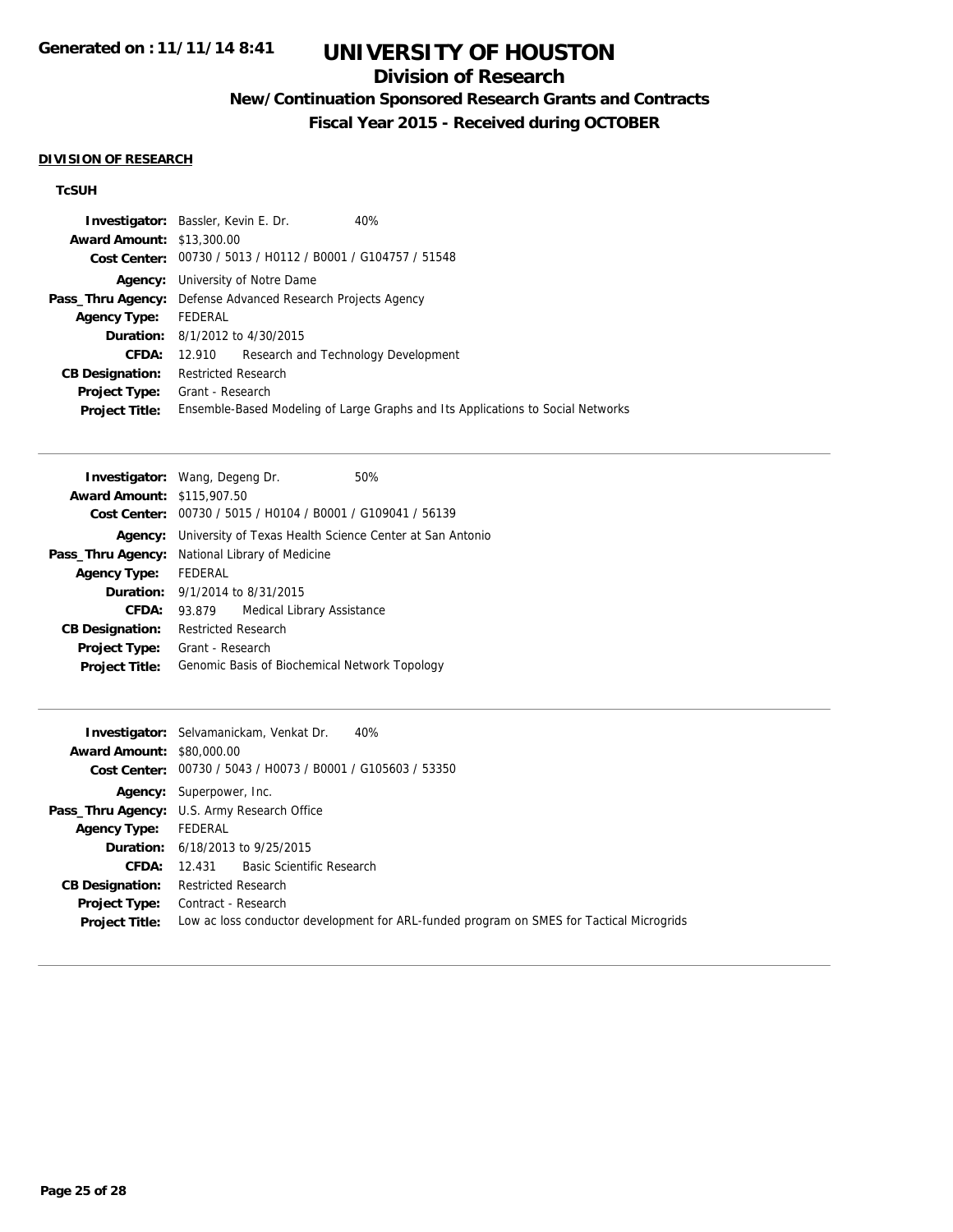# UNIVERSITY OF HOUSTON

## Division of Research

### New/Continuation Sponsored Research Grants and Contracts

### Fiscal Year 2015 - Received during OCTOBER

**DIVISION OF RESEARCH**

**TcSUH**

**Investigator:** Bassler, Kevin E. Dr. 40%
**Award Amount:** $13,300.00
**Cost Center:** 00730 / 5013 / H0112 / B0001 / G104757 / 51548
**Agency:** University of Notre Dame
**Pass_Thru Agency:** Defense Advanced Research Projects Agency
**Agency Type:** FEDERAL
**Duration:** 8/1/2012 to 4/30/2015
**CFDA:** 12.910 Research and Technology Development
**CB Designation:** Restricted Research
**Project Type:** Grant - Research
**Project Title:** Ensemble-Based Modeling of Large Graphs and Its Applications to Social Networks

---

**Investigator:** Wang, Degeng Dr. 50%
**Award Amount:** $115,907.50
**Cost Center:** 00730 / 5015 / H0104 / B0001 / G109041 / 56139
**Agency:** University of Texas Health Science Center at San Antonio
**Pass_Thru Agency:** National Library of Medicine
**Agency Type:** FEDERAL
**Duration:** 9/1/2014 to 8/31/2015
**CFDA:** 93.879 Medical Library Assistance
**CB Designation:** Restricted Research
**Project Type:** Grant - Research
**Project Title:** Genomic Basis of Biochemical Network Topology

---

**Investigator:** Selvamanickam, Venkat Dr. 40%
**Award Amount:** $80,000.00
**Cost Center:** 00730 / 5043 / H0073 / B0001 / G105603 / 53350
**Agency:** Superpower, Inc.
**Pass_Thru Agency:** U.S. Army Research Office
**Agency Type:** FEDERAL
**Duration:** 6/18/2013 to 9/25/2015
**CFDA:** 12.431 Basic Scientific Research
**CB Designation:** Restricted Research
**Project Type:** Contract - Research
**Project Title:** Low ac loss conductor development for ARL-funded program on SMES for Tactical Microgrids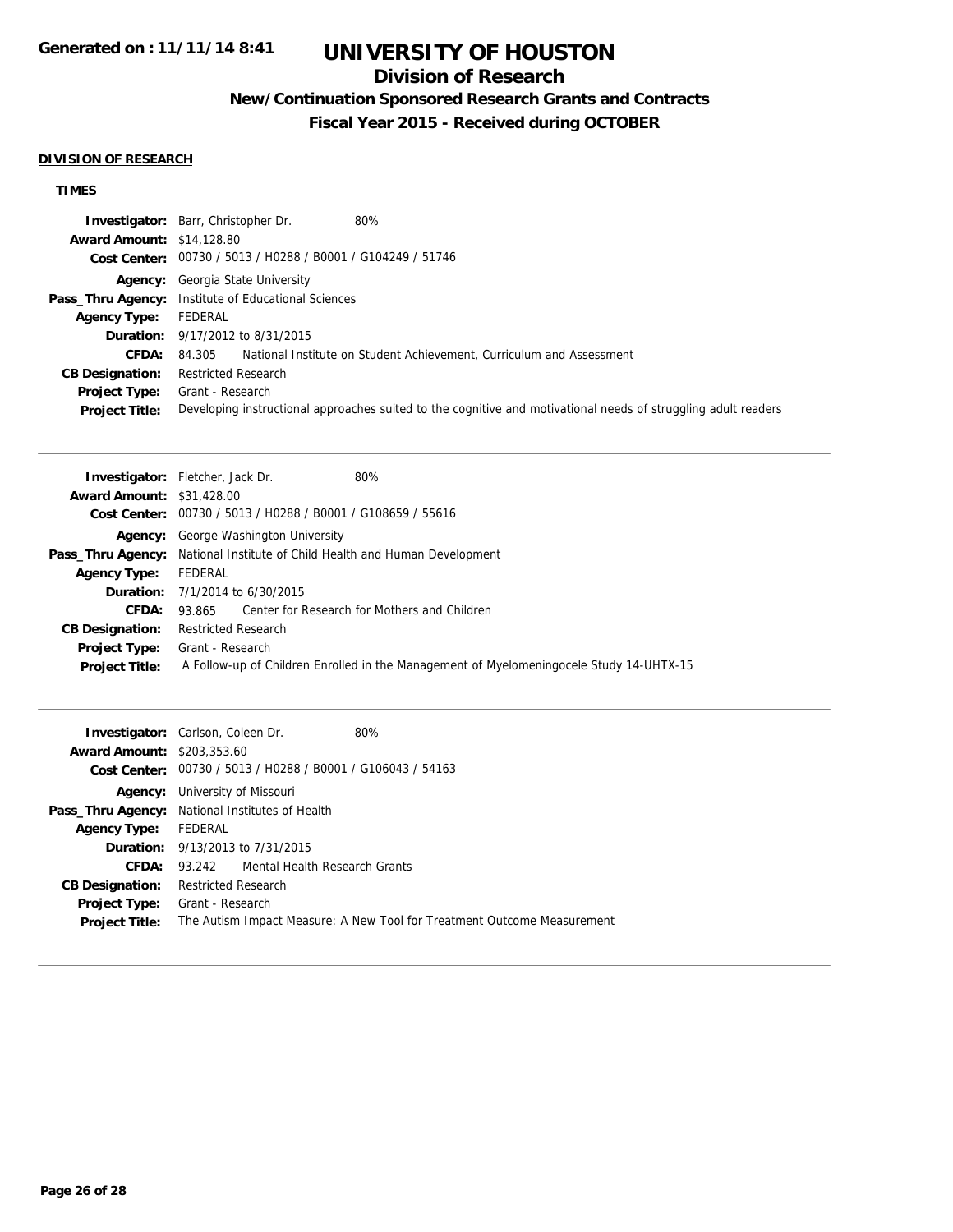**DIVISION OF RESEARCH**

**TIMES**

| | | |
|---|---|---|
| **Investigator:** | Barr, Christopher Dr. | 80% |
| **Award Amount:** | $14,128.80 | |
| **Cost Center:** | 00730 / 5013 / H0288 / B0001 / G104249 / 51746 | |
| **Agency:** | Georgia State University | |
| **Pass_Thru Agency:** | Institute of Educational Sciences | |
| **Agency Type:** | FEDERAL | |
| **Duration:** | 9/17/2012 to 8/31/2015 | |
| **CFDA:** | 84.305 National Institute on Student Achievement, Curriculum and Assessment | |
| **CB Designation:** | Restricted Research | |
| **Project Type:** | Grant - Research | |
| **Project Title:** | Developing instructional approaches suited to the cognitive and motivational needs of struggling adult readers | |

---

| | | |
|---|---|---|
| **Investigator:** | Fletcher, Jack Dr. | 80% |
| **Award Amount:** | $31,428.00 | |
| **Cost Center:** | 00730 / 5013 / H0288 / B0001 / G108659 / 55616 | |
| **Agency:** | George Washington University | |
| **Pass_Thru Agency:** | National Institute of Child Health and Human Development | |
| **Agency Type:** | FEDERAL | |
| **Duration:** | 7/1/2014 to 6/30/2015 | |
| **CFDA:** | 93.865 Center for Research for Mothers and Children | |
| **CB Designation:** | Restricted Research | |
| **Project Type:** | Grant - Research | |
| **Project Title:** | A Follow-up of Children Enrolled in the Management of Myelomeningocele Study 14-UHTX-15 | |

---

| | | |
|---|---|---|
| **Investigator:** | Carlson, Coleen Dr. | 80% |
| **Award Amount:** | $203,353.60 | |
| **Cost Center:** | 00730 / 5013 / H0288 / B0001 / G106043 / 54163 | |
| **Agency:** | University of Missouri | |
| **Pass_Thru Agency:** | National Institutes of Health | |
| **Agency Type:** | FEDERAL | |
| **Duration:** | 9/13/2013 to 7/31/2015 | |
| **CFDA:** | 93.242 Mental Health Research Grants | |
| **CB Designation:** | Restricted Research | |
| **Project Type:** | Grant - Research | |
| **Project Title:** | The Autism Impact Measure: A New Tool for Treatment Outcome Measurement | |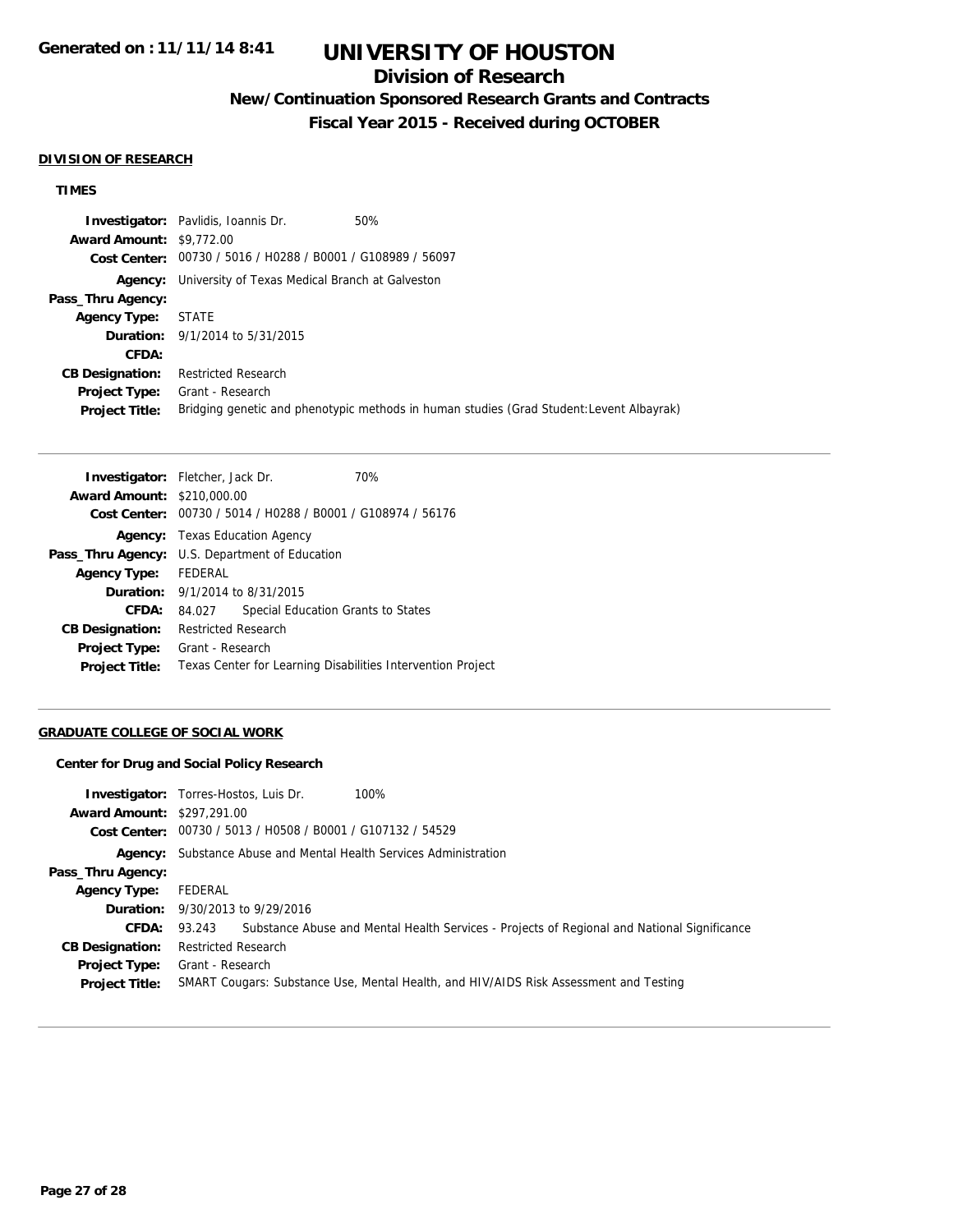## DIVISION OF RESEARCH

### TIMES

**Investigator:** Pavlidis, Ioannis Dr. 50%
**Award Amount:** $9,772.00
**Cost Center:** 00730 / 5016 / H0288 / B0001 / G108989 / 56097
**Agency:** University of Texas Medical Branch at Galveston
**Pass_Thru Agency:**
**Agency Type:** STATE
**Duration:** 9/1/2014 to 5/31/2015
**CFDA:**
**CB Designation:** Restricted Research
**Project Type:** Grant - Research
**Project Title:** Bridging genetic and phenotypic methods in human studies (Grad Student:Levent Albayrak)

---

**Investigator:** Fletcher, Jack Dr. 70%
**Award Amount:** $210,000.00
**Cost Center:** 00730 / 5014 / H0288 / B0001 / G108974 / 56176
**Agency:** Texas Education Agency
**Pass_Thru Agency:** U.S. Department of Education
**Agency Type:** FEDERAL
**Duration:** 9/1/2014 to 8/31/2015
**CFDA:** 84.027 Special Education Grants to States
**CB Designation:** Restricted Research
**Project Type:** Grant - Research
**Project Title:** Texas Center for Learning Disabilities Intervention Project

---

## GRADUATE COLLEGE OF SOCIAL WORK

### Center for Drug and Social Policy Research

**Investigator:** Torres-Hostos, Luis Dr. 100%
**Award Amount:** $297,291.00
**Cost Center:** 00730 / 5013 / H0508 / B0001 / G107132 / 54529
**Agency:** Substance Abuse and Mental Health Services Administration
**Pass_Thru Agency:**
**Agency Type:** FEDERAL
**Duration:** 9/30/2013 to 9/29/2016
**CFDA:** 93.243 Substance Abuse and Mental Health Services - Projects of Regional and National Significance
**CB Designation:** Restricted Research
**Project Type:** Grant - Research
**Project Title:** SMART Cougars: Substance Use, Mental Health, and HIV/AIDS Risk Assessment and Testing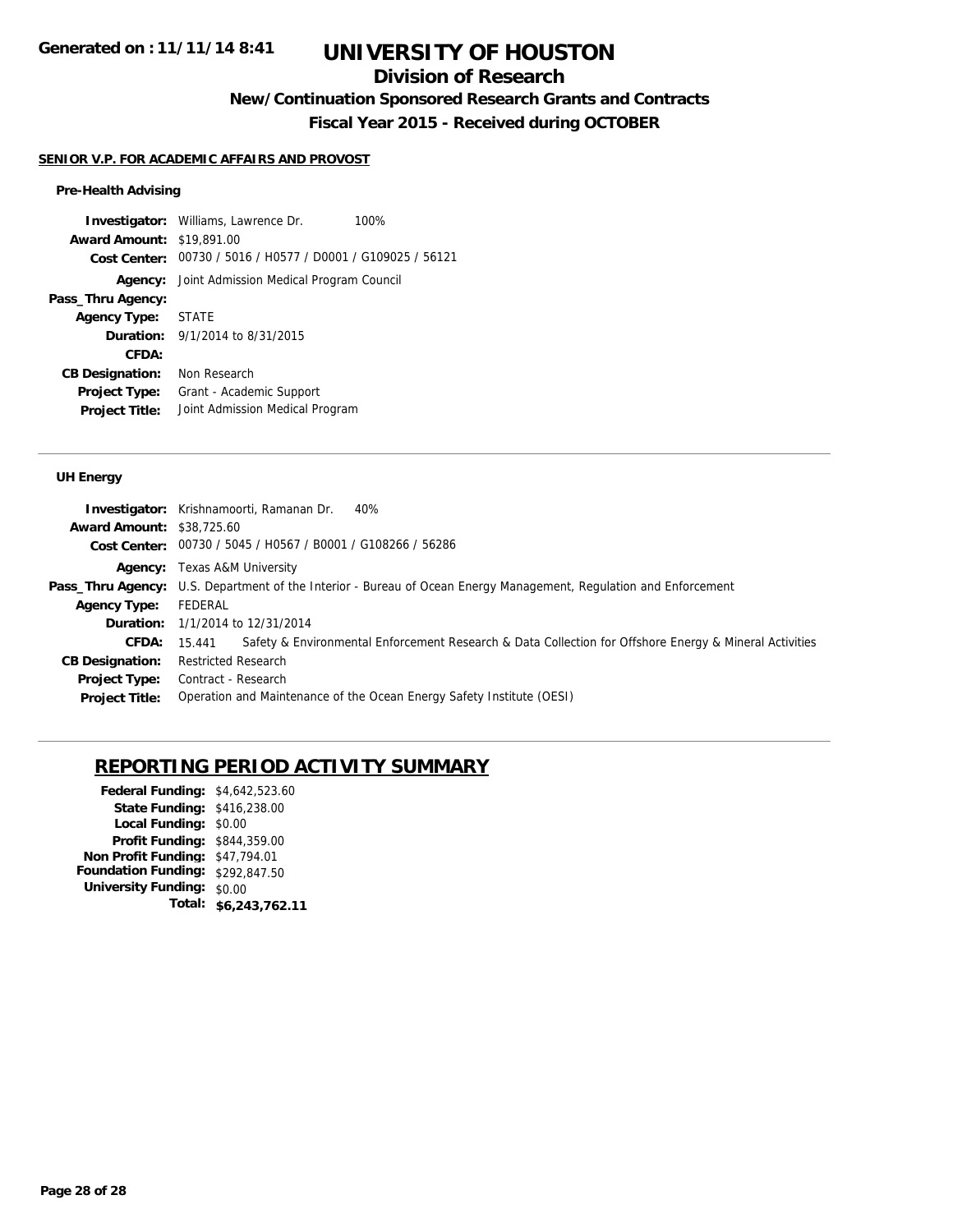**SENIOR V.P. FOR ACADEMIC AFFAIRS AND PROVOST**

**Pre-Health Advising**

| | |
|---|---|
| **Investigator:** | Williams, Lawrence Dr. 100% |
| **Award Amount:** | $19,891.00 |
| **Cost Center:** | 00730 / 5016 / H0577 / D0001 / G109025 / 56121 |
| **Agency:** | Joint Admission Medical Program Council |
| **Pass_Thru Agency:** | |
| **Agency Type:** | STATE |
| **Duration:** | 9/1/2014 to 8/31/2015 |
| **CFDA:** | |
| **CB Designation:** | Non Research |
| **Project Type:** | Grant - Academic Support |
| **Project Title:** | Joint Admission Medical Program |

**UH Energy**

| | |
|---|---|
| **Investigator:** | Krishnamoorti, Ramanan Dr. 40% |
| **Award Amount:** | $38,725.60 |
| **Cost Center:** | 00730 / 5045 / H0567 / B0001 / G108266 / 56286 |
| **Agency:** | Texas A&M University |
| **Pass_Thru Agency:** | U.S. Department of the Interior - Bureau of Ocean Energy Management, Regulation and Enforcement |
| **Agency Type:** | FEDERAL |
| **Duration:** | 1/1/2014 to 12/31/2014 |
| **CFDA:** | 15.441 Safety & Environmental Enforcement Research & Data Collection for Offshore Energy & Mineral Activities |
| **CB Designation:** | Restricted Research |
| **Project Type:** | Contract - Research |
| **Project Title:** | Operation and Maintenance of the Ocean Energy Safety Institute (OESI) |

## REPORTING PERIOD ACTIVITY SUMMARY

| | |
|---|---|
| **Federal Funding:** | $4,642,523.60 |
| **State Funding:** | $416,238.00 |
| **Local Funding:** | $0.00 |
| **Profit Funding:** | $844,359.00 |
| **Non Profit Funding:** | $47,794.01 |
| **Foundation Funding:** | $292,847.50 |
| **University Funding:** | $0.00 |
| **Total:** | **$6,243,762.11** |